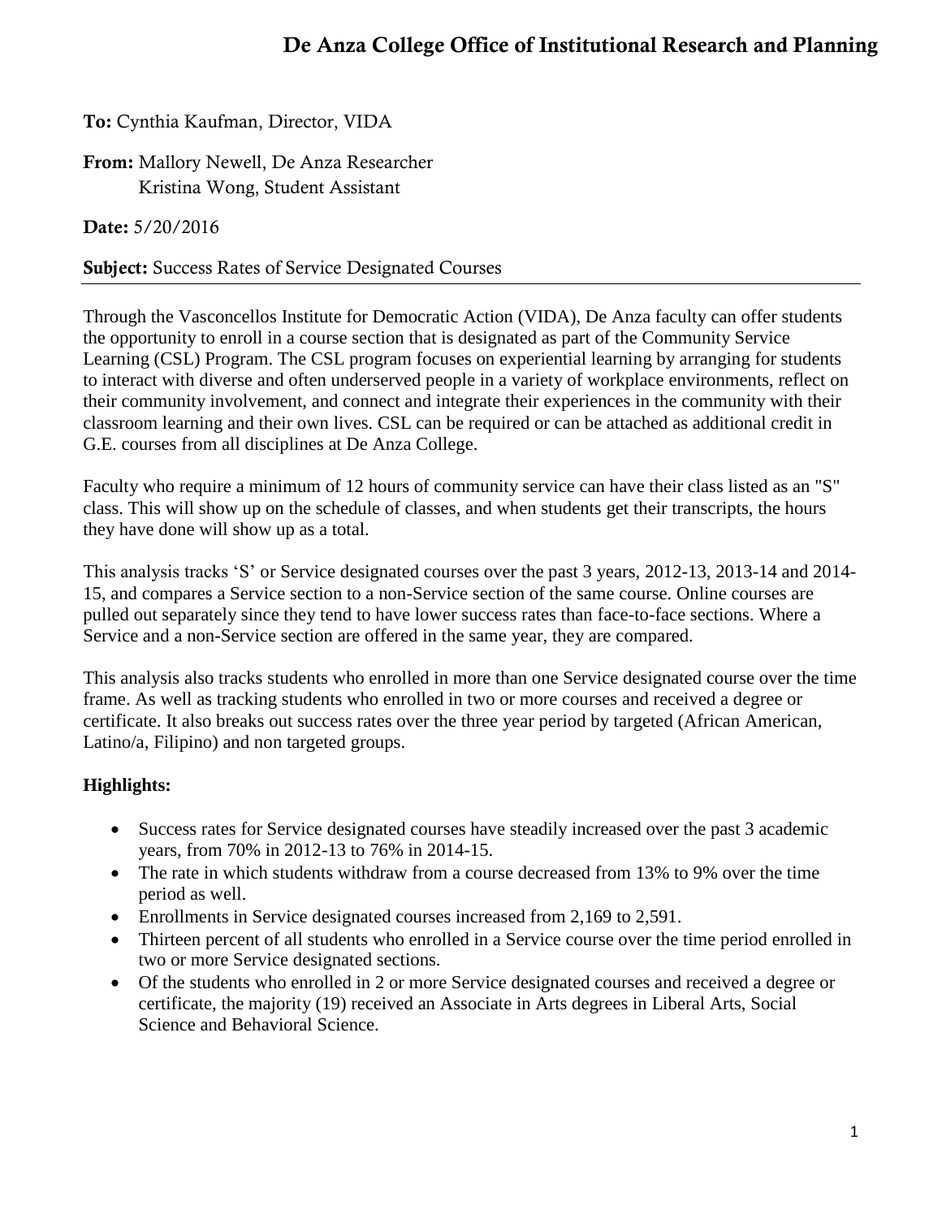# De Anza College Office of Institutional Research and Planning

**To:** Cynthia Kaufman, Director, VIDA

**From:** Mallory Newell, De Anza Researcher
Kristina Wong, Student Assistant

**Date:** 5/20/2016

**Subject:** Success Rates of Service Designated Courses

---

Through the Vasconcellos Institute for Democratic Action (VIDA), De Anza faculty can offer students the opportunity to enroll in a course section that is designated as part of the Community Service Learning (CSL) Program. The CSL program focuses on experiential learning by arranging for students to interact with diverse and often underserved people in a variety of workplace environments, reflect on their community involvement, and connect and integrate their experiences in the community with their classroom learning and their own lives. CSL can be required or can be attached as additional credit in G.E. courses from all disciplines at De Anza College.

Faculty who require a minimum of 12 hours of community service can have their class listed as an "S" class. This will show up on the schedule of classes, and when students get their transcripts, the hours they have done will show up as a total.

This analysis tracks 'S' or Service designated courses over the past 3 years, 2012-13, 2013-14 and 2014-15, and compares a Service section to a non-Service section of the same course. Online courses are pulled out separately since they tend to have lower success rates than face-to-face sections. Where a Service and a non-Service section are offered in the same year, they are compared.

This analysis also tracks students who enrolled in more than one Service designated course over the time frame. As well as tracking students who enrolled in two or more courses and received a degree or certificate. It also breaks out success rates over the three year period by targeted (African American, Latino/a, Filipino) and non targeted groups.

**Highlights:**

- Success rates for Service designated courses have steadily increased over the past 3 academic years, from 70% in 2012-13 to 76% in 2014-15.
- The rate in which students withdraw from a course decreased from 13% to 9% over the time period as well.
- Enrollments in Service designated courses increased from 2,169 to 2,591.
- Thirteen percent of all students who enrolled in a Service course over the time period enrolled in two or more Service designated sections.
- Of the students who enrolled in 2 or more Service designated courses and received a degree or certificate, the majority (19) received an Associate in Arts degrees in Liberal Arts, Social Science and Behavioral Science.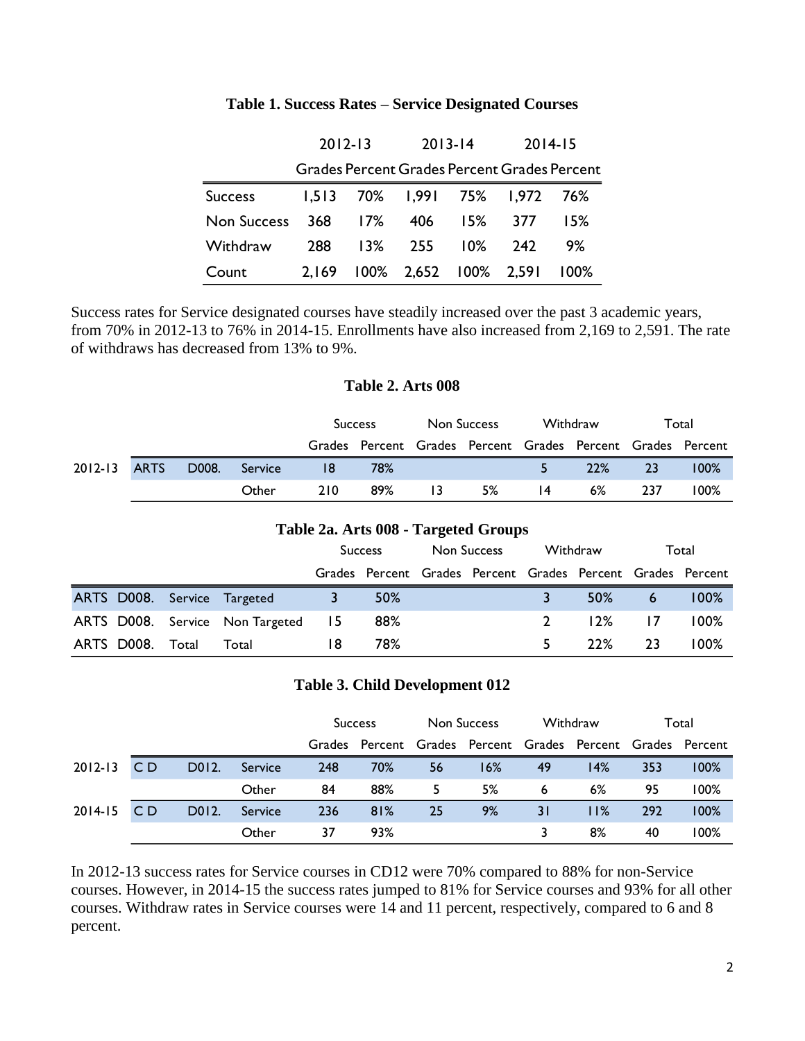**Table 1. Success Rates – Service Designated Courses**

| | 2012-13 | | 2013-14 | | 2014-15 | |
|---|---|---|---|---|---|---|
| | Grades | Percent | Grades | Percent | Grades | Percent |
| Success | 1,513 | 70% | 1,991 | 75% | 1,972 | 76% |
| Non Success | 368 | 17% | 406 | 15% | 377 | 15% |
| Withdraw | 288 | 13% | 255 | 10% | 242 | 9% |
| Count | 2,169 | 100% | 2,652 | 100% | 2,591 | 100% |

Success rates for Service designated courses have steadily increased over the past 3 academic years, from 70% in 2012-13 to 76% in 2014-15. Enrollments have also increased from 2,169 to 2,591. The rate of withdraws has decreased from 13% to 9%.

**Table 2. Arts 008**

| | | | | Success | | Non Success | | Withdraw | | Total | |
|---|---|---|---|---|---|---|---|---|---|---|---|
| | | | | Grades | Percent | Grades | Percent | Grades | Percent | Grades | Percent |
| 2012-13 | ARTS | D008. | Service | 18 | 78% | | | 5 | 22% | 23 | 100% |
| | | | Other | 210 | 89% | 13 | 5% | 14 | 6% | 237 | 100% |

**Table 2a. Arts 008 - Targeted Groups**

| | | | | Success | | Non Success | | Withdraw | | Total | |
|---|---|---|---|---|---|---|---|---|---|---|---|
| | | | | Grades | Percent | Grades | Percent | Grades | Percent | Grades | Percent |
| ARTS | D008. | Service | Targeted | 3 | 50% | | | 3 | 50% | 6 | 100% |
| ARTS | D008. | Service | Non Targeted | 15 | 88% | | | 2 | 12% | 17 | 100% |
| ARTS | D008. | Total | Total | 18 | 78% | | | 5 | 22% | 23 | 100% |

**Table 3. Child Development 012**

| | | | | Success | | Non Success | | Withdraw | | Total | |
|---|---|---|---|---|---|---|---|---|---|---|---|
| | | | | Grades | Percent | Grades | Percent | Grades | Percent | Grades | Percent |
| 2012-13 | C D | D012. | Service | 248 | 70% | 56 | 16% | 49 | 14% | 353 | 100% |
| | | | Other | 84 | 88% | 5 | 5% | 6 | 6% | 95 | 100% |
| 2014-15 | C D | D012. | Service | 236 | 81% | 25 | 9% | 31 | 11% | 292 | 100% |
| | | | Other | 37 | 93% | | | 3 | 8% | 40 | 100% |

In 2012-13 success rates for Service courses in CD12 were 70% compared to 88% for non-Service courses. However, in 2014-15 the success rates jumped to 81% for Service courses and 93% for all other courses. Withdraw rates in Service courses were 14 and 11 percent, respectively, compared to 6 and 8 percent.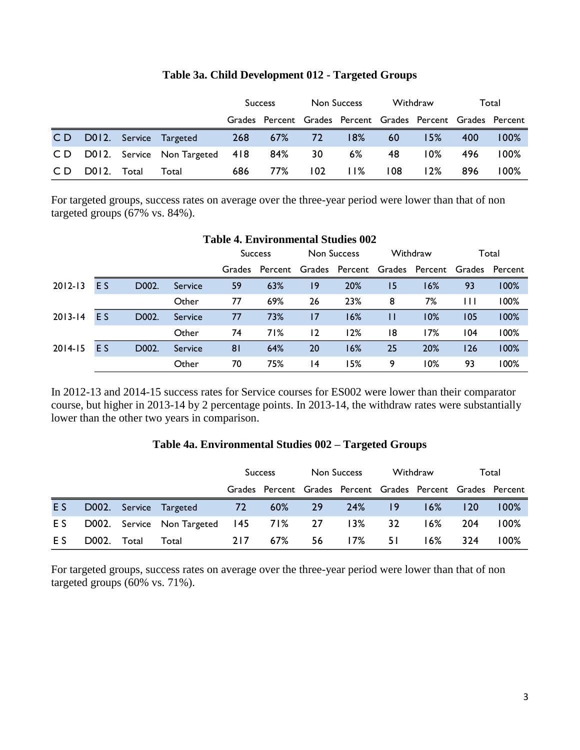**Table 3a. Child Development 012 - Targeted Groups**

| | | | | Success | | Non Success | | Withdraw | | Total | |
|---|---|---|---|---|---|---|---|---|---|---|---|
| | | | | Grades | Percent | Grades | Percent | Grades | Percent | Grades | Percent |
| C D | D012. | Service | Targeted | 268 | 67% | 72 | 18% | 60 | 15% | 400 | 100% |
| C D | D012. | Service | Non Targeted | 418 | 84% | 30 | 6% | 48 | 10% | 496 | 100% |
| C D | D012. | Total | Total | 686 | 77% | 102 | 11% | 108 | 12% | 896 | 100% |

For targeted groups, success rates on average over the three-year period were lower than that of non targeted groups (67% vs. 84%).

**Table 4. Environmental Studies 002**

| | | | | Success | | Non Success | | Withdraw | | Total | |
|---|---|---|---|---|---|---|---|---|---|---|---|
| | | | | Grades | Percent | Grades | Percent | Grades | Percent | Grades | Percent |
| 2012-13 | E S | D002. | Service | 59 | 63% | 19 | 20% | 15 | 16% | 93 | 100% |
| | | | Other | 77 | 69% | 26 | 23% | 8 | 7% | 111 | 100% |
| 2013-14 | E S | D002. | Service | 77 | 73% | 17 | 16% | 11 | 10% | 105 | 100% |
| | | | Other | 74 | 71% | 12 | 12% | 18 | 17% | 104 | 100% |
| 2014-15 | E S | D002. | Service | 81 | 64% | 20 | 16% | 25 | 20% | 126 | 100% |
| | | | Other | 70 | 75% | 14 | 15% | 9 | 10% | 93 | 100% |

In 2012-13 and 2014-15 success rates for Service courses for ES002 were lower than their comparator course, but higher in 2013-14 by 2 percentage points. In 2013-14, the withdraw rates were substantially lower than the other two years in comparison.

**Table 4a. Environmental Studies 002 – Targeted Groups**

| | | | | Success | | Non Success | | Withdraw | | Total | |
|---|---|---|---|---|---|---|---|---|---|---|---|
| | | | | Grades | Percent | Grades | Percent | Grades | Percent | Grades | Percent |
| E S | D002. | Service | Targeted | 72 | 60% | 29 | 24% | 19 | 16% | 120 | 100% |
| E S | D002. | Service | Non Targeted | 145 | 71% | 27 | 13% | 32 | 16% | 204 | 100% |
| E S | D002. | Total | Total | 217 | 67% | 56 | 17% | 51 | 16% | 324 | 100% |

For targeted groups, success rates on average over the three-year period were lower than that of non targeted groups (60% vs. 71%).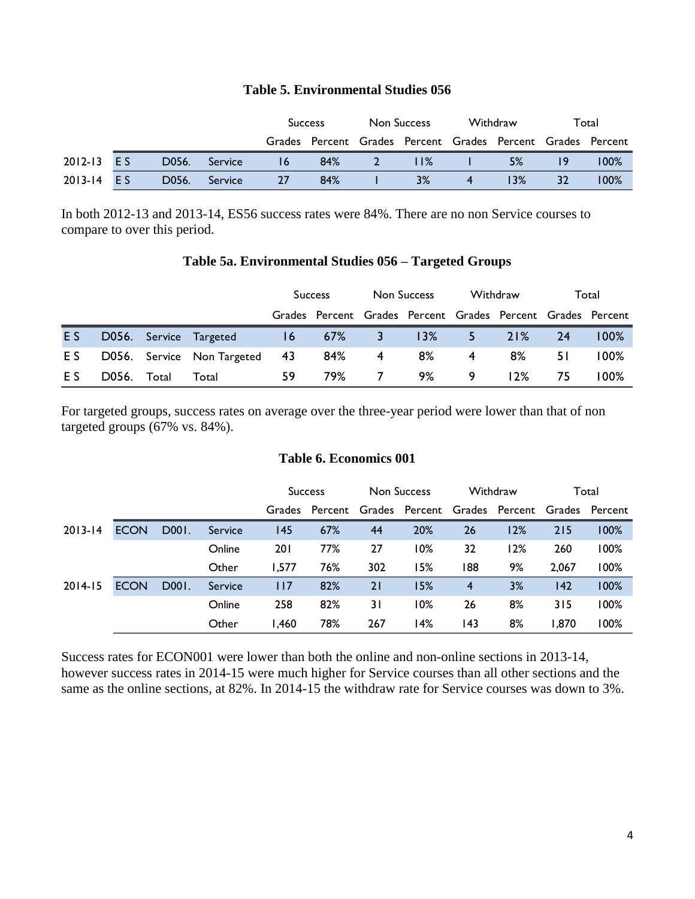**Table 5. Environmental Studies 056**

| | | | | Success | | Non Success | | Withdraw | | Total | |
|---|---|---|---|---|---|---|---|---|---|---|---|
| | | | | Grades | Percent | Grades | Percent | Grades | Percent | Grades | Percent |
| 2012-13 | E S | D056. | Service | 16 | 84% | 2 | 11% | 1 | 5% | 19 | 100% |
| 2013-14 | E S | D056. | Service | 27 | 84% | 1 | 3% | 4 | 13% | 32 | 100% |

In both 2012-13 and 2013-14, ES56 success rates were 84%. There are no non Service courses to compare to over this period.

**Table 5a. Environmental Studies 056 – Targeted Groups**

| | | | | Success | | Non Success | | Withdraw | | Total | |
|---|---|---|---|---|---|---|---|---|---|---|---|
| | | | | Grades | Percent | Grades | Percent | Grades | Percent | Grades | Percent |
| E S | D056. | Service | Targeted | 16 | 67% | 3 | 13% | 5 | 21% | 24 | 100% |
| E S | D056. | Service | Non Targeted | 43 | 84% | 4 | 8% | 4 | 8% | 51 | 100% |
| E S | D056. | Total | Total | 59 | 79% | 7 | 9% | 9 | 12% | 75 | 100% |

For targeted groups, success rates on average over the three-year period were lower than that of non targeted groups (67% vs. 84%).

**Table 6. Economics 001**

| | | | | Success | | Non Success | | Withdraw | | Total | |
|---|---|---|---|---|---|---|---|---|---|---|---|
| | | | | Grades | Percent | Grades | Percent | Grades | Percent | Grades | Percent |
| 2013-14 | ECON | D001. | Service | 145 | 67% | 44 | 20% | 26 | 12% | 215 | 100% |
| | | | Online | 201 | 77% | 27 | 10% | 32 | 12% | 260 | 100% |
| | | | Other | 1,577 | 76% | 302 | 15% | 188 | 9% | 2,067 | 100% |
| 2014-15 | ECON | D001. | Service | 117 | 82% | 21 | 15% | 4 | 3% | 142 | 100% |
| | | | Online | 258 | 82% | 31 | 10% | 26 | 8% | 315 | 100% |
| | | | Other | 1,460 | 78% | 267 | 14% | 143 | 8% | 1,870 | 100% |

Success rates for ECON001 were lower than both the online and non-online sections in 2013-14, however success rates in 2014-15 were much higher for Service courses than all other sections and the same as the online sections, at 82%. In 2014-15 the withdraw rate for Service courses was down to 3%.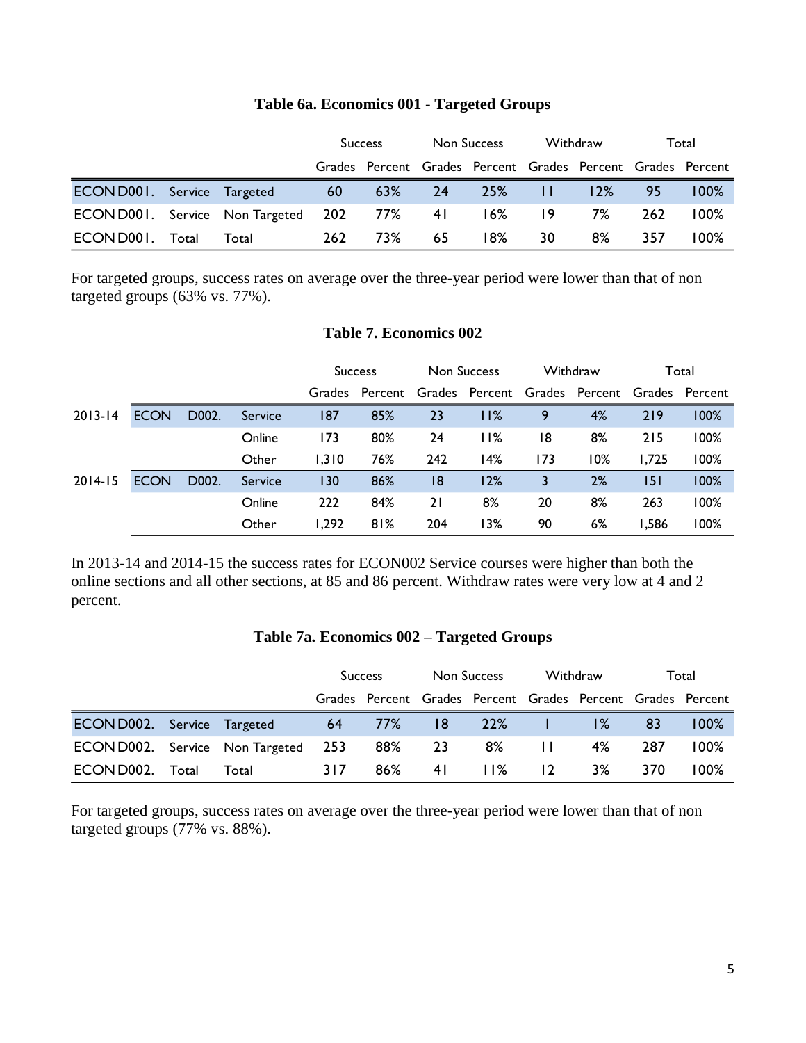**Table 6a. Economics 001 - Targeted Groups**

| | | | Success | | Non Success | | Withdraw | | Total | |
|---|---|---|---|---|---|---|---|---|---|---|
| | | | Grades | Percent | Grades | Percent | Grades | Percent | Grades | Percent |
| ECON D001. | Service | Targeted | 60 | 63% | 24 | 25% | 11 | 12% | 95 | 100% |
| ECON D001. | Service | Non Targeted | 202 | 77% | 41 | 16% | 19 | 7% | 262 | 100% |
| ECON D001. | Total | Total | 262 | 73% | 65 | 18% | 30 | 8% | 357 | 100% |

For targeted groups, success rates on average over the three-year period were lower than that of non targeted groups (63% vs. 77%).

**Table 7. Economics 002**

| | | | | Success | | Non Success | | Withdraw | | Total | |
|---|---|---|---|---|---|---|---|---|---|---|---|
| | | | | Grades | Percent | Grades | Percent | Grades | Percent | Grades | Percent |
| 2013-14 | ECON | D002. | Service | 187 | 85% | 23 | 11% | 9 | 4% | 219 | 100% |
| | | | Online | 173 | 80% | 24 | 11% | 18 | 8% | 215 | 100% |
| | | | Other | 1,310 | 76% | 242 | 14% | 173 | 10% | 1,725 | 100% |
| 2014-15 | ECON | D002. | Service | 130 | 86% | 18 | 12% | 3 | 2% | 151 | 100% |
| | | | Online | 222 | 84% | 21 | 8% | 20 | 8% | 263 | 100% |
| | | | Other | 1,292 | 81% | 204 | 13% | 90 | 6% | 1,586 | 100% |

In 2013-14 and 2014-15 the success rates for ECON002 Service courses were higher than both the online sections and all other sections, at 85 and 86 percent. Withdraw rates were very low at 4 and 2 percent.

**Table 7a. Economics 002 – Targeted Groups**

| | | | Success | | Non Success | | Withdraw | | Total | |
|---|---|---|---|---|---|---|---|---|---|---|
| | | | Grades | Percent | Grades | Percent | Grades | Percent | Grades | Percent |
| ECON D002. | Service | Targeted | 64 | 77% | 18 | 22% | 1 | 1% | 83 | 100% |
| ECON D002. | Service | Non Targeted | 253 | 88% | 23 | 8% | 11 | 4% | 287 | 100% |
| ECON D002. | Total | Total | 317 | 86% | 41 | 11% | 12 | 3% | 370 | 100% |

For targeted groups, success rates on average over the three-year period were lower than that of non targeted groups (77% vs. 88%).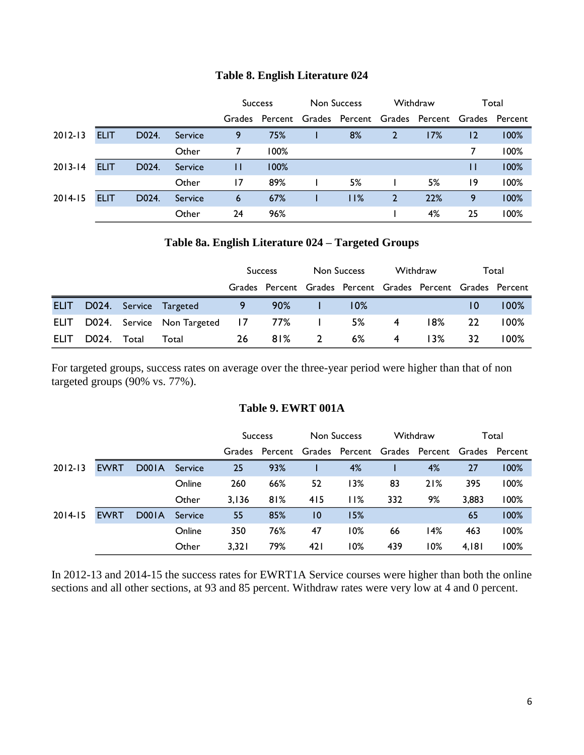**Table 8. English Literature 024**

| | | | | Success | | Non Success | | Withdraw | | Total | |
|---|---|---|---|---|---|---|---|---|---|---|---|
| | | | | Grades | Percent | Grades | Percent | Grades | Percent | Grades | Percent |
| 2012-13 | ELIT | D024. | Service | 9 | 75% | 1 | 8% | 2 | 17% | 12 | 100% |
| | | | Other | 7 | 100% | | | | | 7 | 100% |
| 2013-14 | ELIT | D024. | Service | 11 | 100% | | | | | 11 | 100% |
| | | | Other | 17 | 89% | 1 | 5% | 1 | 5% | 19 | 100% |
| 2014-15 | ELIT | D024. | Service | 6 | 67% | 1 | 11% | 2 | 22% | 9 | 100% |
| | | | Other | 24 | 96% | | | 1 | 4% | 25 | 100% |

**Table 8a. English Literature 024 – Targeted Groups**

| | | | | Success | | Non Success | | Withdraw | | Total | |
|---|---|---|---|---|---|---|---|---|---|---|---|
| | | | | Grades | Percent | Grades | Percent | Grades | Percent | Grades | Percent |
| ELIT | D024. | Service | Targeted | 9 | 90% | 1 | 10% | | | 10 | 100% |
| ELIT | D024. | Service | Non Targeted | 17 | 77% | 1 | 5% | 4 | 18% | 22 | 100% |
| ELIT | D024. | Total | Total | 26 | 81% | 2 | 6% | 4 | 13% | 32 | 100% |

For targeted groups, success rates on average over the three-year period were higher than that of non targeted groups (90% vs. 77%).

**Table 9. EWRT 001A**

| | | | | Success | | Non Success | | Withdraw | | Total | |
|---|---|---|---|---|---|---|---|---|---|---|---|
| | | | | Grades | Percent | Grades | Percent | Grades | Percent | Grades | Percent |
| 2012-13 | EWRT | D001A | Service | 25 | 93% | 1 | 4% | 1 | 4% | 27 | 100% |
| | | | Online | 260 | 66% | 52 | 13% | 83 | 21% | 395 | 100% |
| | | | Other | 3,136 | 81% | 415 | 11% | 332 | 9% | 3,883 | 100% |
| 2014-15 | EWRT | D001A | Service | 55 | 85% | 10 | 15% | | | 65 | 100% |
| | | | Online | 350 | 76% | 47 | 10% | 66 | 14% | 463 | 100% |
| | | | Other | 3,321 | 79% | 421 | 10% | 439 | 10% | 4,181 | 100% |

In 2012-13 and 2014-15 the success rates for EWRT1A Service courses were higher than both the online sections and all other sections, at 93 and 85 percent. Withdraw rates were very low at 4 and 0 percent.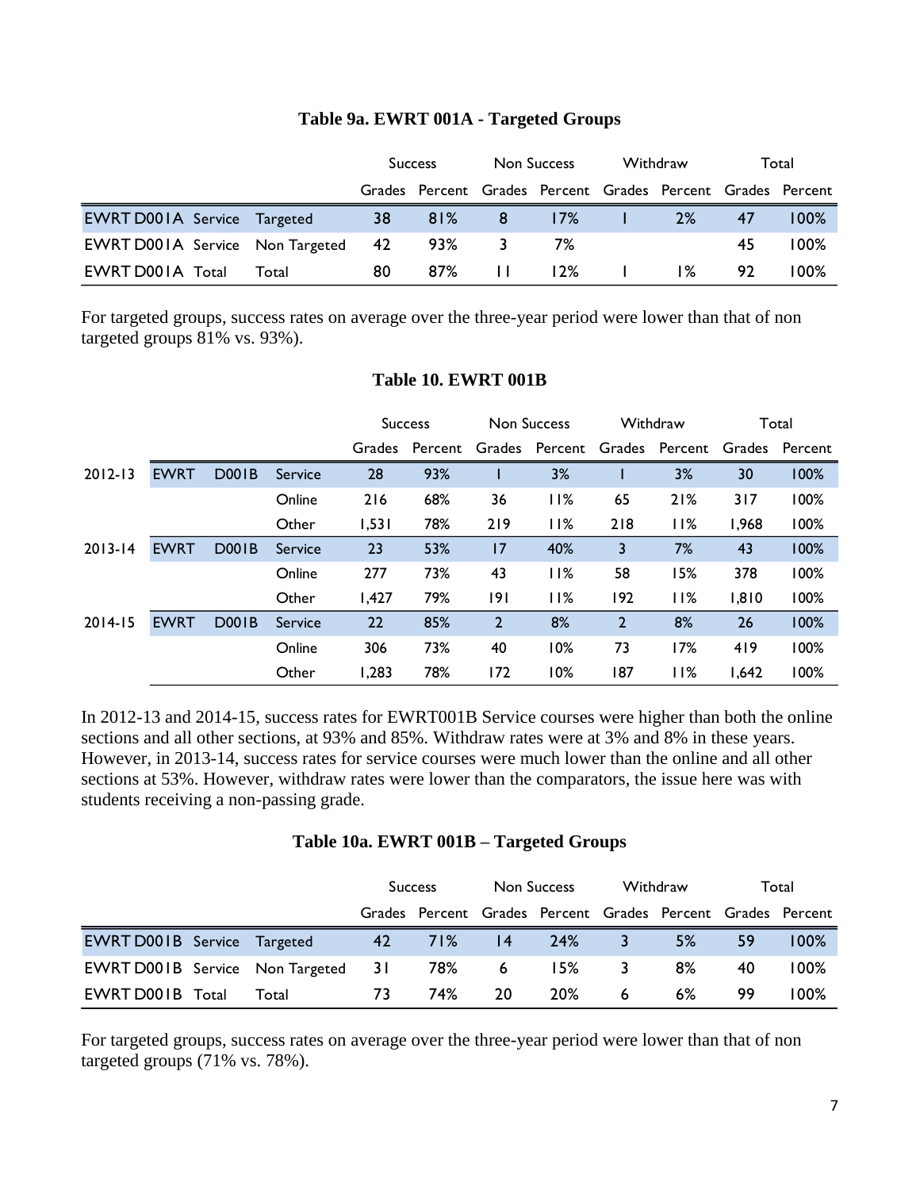**Table 9a. EWRT 001A - Targeted Groups**

| | | | Success | | Non Success | | Withdraw | | Total | |
|---|---|---|---|---|---|---|---|---|---|---|
| | | | Grades | Percent | Grades | Percent | Grades | Percent | Grades | Percent |
| EWRT D001A | Service | Targeted | 38 | 81% | 8 | 17% | 1 | 2% | 47 | 100% |
| EWRT D001A | Service | Non Targeted | 42 | 93% | 3 | 7% | | | 45 | 100% |
| EWRT D001A | Total | Total | 80 | 87% | 11 | 12% | 1 | 1% | 92 | 100% |

For targeted groups, success rates on average over the three-year period were lower than that of non targeted groups 81% vs. 93%).

**Table 10. EWRT 001B**

| | | | | Success | | Non Success | | Withdraw | | Total | |
|---|---|---|---|---|---|---|---|---|---|---|---|
| | | | | Grades | Percent | Grades | Percent | Grades | Percent | Grades | Percent |
| 2012-13 | EWRT | D001B | Service | 28 | 93% | 1 | 3% | 1 | 3% | 30 | 100% |
| | | | Online | 216 | 68% | 36 | 11% | 65 | 21% | 317 | 100% |
| | | | Other | 1,531 | 78% | 219 | 11% | 218 | 11% | 1,968 | 100% |
| 2013-14 | EWRT | D001B | Service | 23 | 53% | 17 | 40% | 3 | 7% | 43 | 100% |
| | | | Online | 277 | 73% | 43 | 11% | 58 | 15% | 378 | 100% |
| | | | Other | 1,427 | 79% | 191 | 11% | 192 | 11% | 1,810 | 100% |
| 2014-15 | EWRT | D001B | Service | 22 | 85% | 2 | 8% | 2 | 8% | 26 | 100% |
| | | | Online | 306 | 73% | 40 | 10% | 73 | 17% | 419 | 100% |
| | | | Other | 1,283 | 78% | 172 | 10% | 187 | 11% | 1,642 | 100% |

In 2012-13 and 2014-15, success rates for EWRT001B Service courses were higher than both the online sections and all other sections, at 93% and 85%. Withdraw rates were at 3% and 8% in these years. However, in 2013-14, success rates for service courses were much lower than the online and all other sections at 53%. However, withdraw rates were lower than the comparators, the issue here was with students receiving a non-passing grade.

**Table 10a. EWRT 001B – Targeted Groups**

| | | | Success | | Non Success | | Withdraw | | Total | |
|---|---|---|---|---|---|---|---|---|---|---|
| | | | Grades | Percent | Grades | Percent | Grades | Percent | Grades | Percent |
| EWRT D001B | Service | Targeted | 42 | 71% | 14 | 24% | 3 | 5% | 59 | 100% |
| EWRT D001B | Service | Non Targeted | 31 | 78% | 6 | 15% | 3 | 8% | 40 | 100% |
| EWRT D001B | Total | Total | 73 | 74% | 20 | 20% | 6 | 6% | 99 | 100% |

For targeted groups, success rates on average over the three-year period were lower than that of non targeted groups (71% vs. 78%).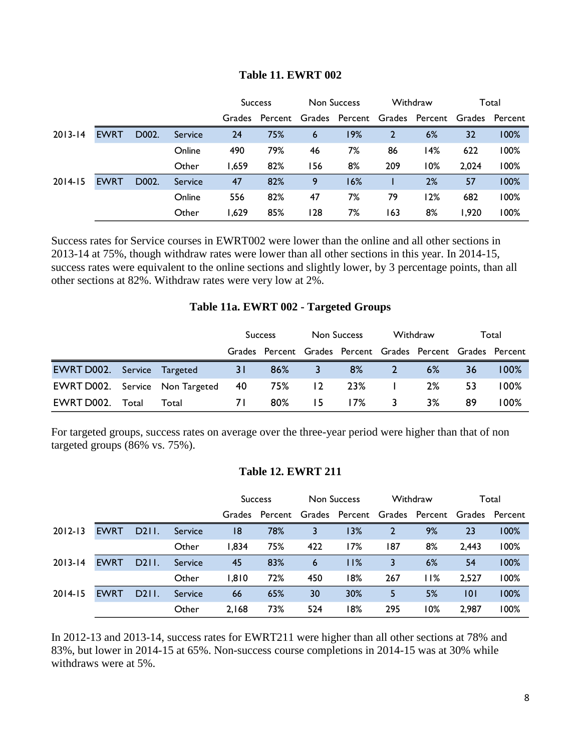### Table 11. EWRT 002

| | | | | Success | | Non Success | | Withdraw | | Total | |
|---|---|---|---|---|---|---|---|---|---|---|---|
| | | | | Grades | Percent | Grades | Percent | Grades | Percent | Grades | Percent |
| 2013-14 | EWRT | D002. | Service | 24 | 75% | 6 | 19% | 2 | 6% | 32 | 100% |
| | | | Online | 490 | 79% | 46 | 7% | 86 | 14% | 622 | 100% |
| | | | Other | 1,659 | 82% | 156 | 8% | 209 | 10% | 2,024 | 100% |
| 2014-15 | EWRT | D002. | Service | 47 | 82% | 9 | 16% | 1 | 2% | 57 | 100% |
| | | | Online | 556 | 82% | 47 | 7% | 79 | 12% | 682 | 100% |
| | | | Other | 1,629 | 85% | 128 | 7% | 163 | 8% | 1,920 | 100% |

Success rates for Service courses in EWRT002 were lower than the online and all other sections in 2013-14 at 75%, though withdraw rates were lower than all other sections in this year. In 2014-15, success rates were equivalent to the online sections and slightly lower, by 3 percentage points, than all other sections at 82%. Withdraw rates were very low at 2%.

### Table 11a. EWRT 002 - Targeted Groups

| | | | Success | | Non Success | | Withdraw | | Total | |
|---|---|---|---|---|---|---|---|---|---|---|
| | | | Grades | Percent | Grades | Percent | Grades | Percent | Grades | Percent |
| EWRT D002. | Service | Targeted | 31 | 86% | 3 | 8% | 2 | 6% | 36 | 100% |
| EWRT D002. | Service | Non Targeted | 40 | 75% | 12 | 23% | 1 | 2% | 53 | 100% |
| EWRT D002. | Total | Total | 71 | 80% | 15 | 17% | 3 | 3% | 89 | 100% |

For targeted groups, success rates on average over the three-year period were higher than that of non targeted groups (86% vs. 75%).

### Table 12. EWRT 211

| | | | | Success | | Non Success | | Withdraw | | Total | |
|---|---|---|---|---|---|---|---|---|---|---|---|
| | | | | Grades | Percent | Grades | Percent | Grades | Percent | Grades | Percent |
| 2012-13 | EWRT | D211. | Service | 18 | 78% | 3 | 13% | 2 | 9% | 23 | 100% |
| | | | Other | 1,834 | 75% | 422 | 17% | 187 | 8% | 2,443 | 100% |
| 2013-14 | EWRT | D211. | Service | 45 | 83% | 6 | 11% | 3 | 6% | 54 | 100% |
| | | | Other | 1,810 | 72% | 450 | 18% | 267 | 11% | 2,527 | 100% |
| 2014-15 | EWRT | D211. | Service | 66 | 65% | 30 | 30% | 5 | 5% | 101 | 100% |
| | | | Other | 2,168 | 73% | 524 | 18% | 295 | 10% | 2,987 | 100% |

In 2012-13 and 2013-14, success rates for EWRT211 were higher than all other sections at 78% and 83%, but lower in 2014-15 at 65%. Non-success course completions in 2014-15 was at 30% while withdraws were at 5%.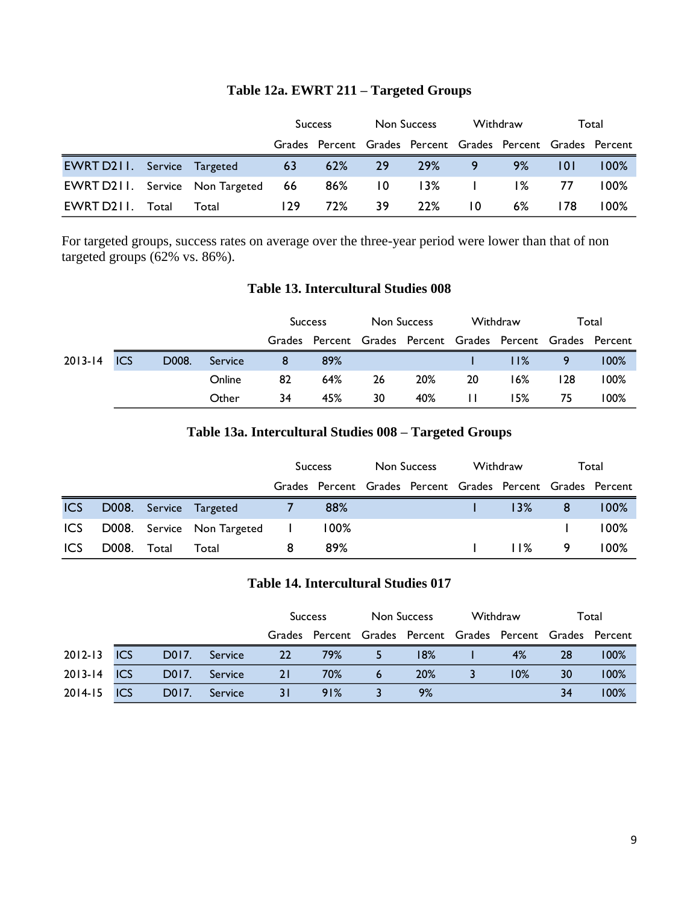**Table 12a. EWRT 211 – Targeted Groups**

| | | | Success | | Non Success | | Withdraw | | Total | |
|---|---|---|---|---|---|---|---|---|---|---|
| | | | Grades | Percent | Grades | Percent | Grades | Percent | Grades | Percent |
| EWRT D211. | Service | Targeted | 63 | 62% | 29 | 29% | 9 | 9% | 101 | 100% |
| EWRT D211. | Service | Non Targeted | 66 | 86% | 10 | 13% | 1 | 1% | 77 | 100% |
| EWRT D211. | Total | Total | 129 | 72% | 39 | 22% | 10 | 6% | 178 | 100% |

For targeted groups, success rates on average over the three-year period were lower than that of non targeted groups (62% vs. 86%).

**Table 13. Intercultural Studies 008**

| | | | | Success | | Non Success | | Withdraw | | Total | |
|---|---|---|---|---|---|---|---|---|---|---|---|
| | | | | Grades | Percent | Grades | Percent | Grades | Percent | Grades | Percent |
| 2013-14 | ICS | D008. | Service | 8 | 89% | | | 1 | 11% | 9 | 100% |
| | | | Online | 82 | 64% | 26 | 20% | 20 | 16% | 128 | 100% |
| | | | Other | 34 | 45% | 30 | 40% | 11 | 15% | 75 | 100% |

**Table 13a. Intercultural Studies 008 – Targeted Groups**

| | | | | Success | | Non Success | | Withdraw | | Total | |
|---|---|---|---|---|---|---|---|---|---|---|---|
| | | | | Grades | Percent | Grades | Percent | Grades | Percent | Grades | Percent |
| ICS | D008. | Service | Targeted | 7 | 88% | | | 1 | 13% | 8 | 100% |
| ICS | D008. | Service | Non Targeted | 1 | 100% | | | | | 1 | 100% |
| ICS | D008. | Total | Total | 8 | 89% | | | 1 | 11% | 9 | 100% |

**Table 14. Intercultural Studies 017**

| | | | | Success | | Non Success | | Withdraw | | Total | |
|---|---|---|---|---|---|---|---|---|---|---|---|
| | | | | Grades | Percent | Grades | Percent | Grades | Percent | Grades | Percent |
| 2012-13 | ICS | D017. | Service | 22 | 79% | 5 | 18% | 1 | 4% | 28 | 100% |
| 2013-14 | ICS | D017. | Service | 21 | 70% | 6 | 20% | 3 | 10% | 30 | 100% |
| 2014-15 | ICS | D017. | Service | 31 | 91% | 3 | 9% | | | 34 | 100% |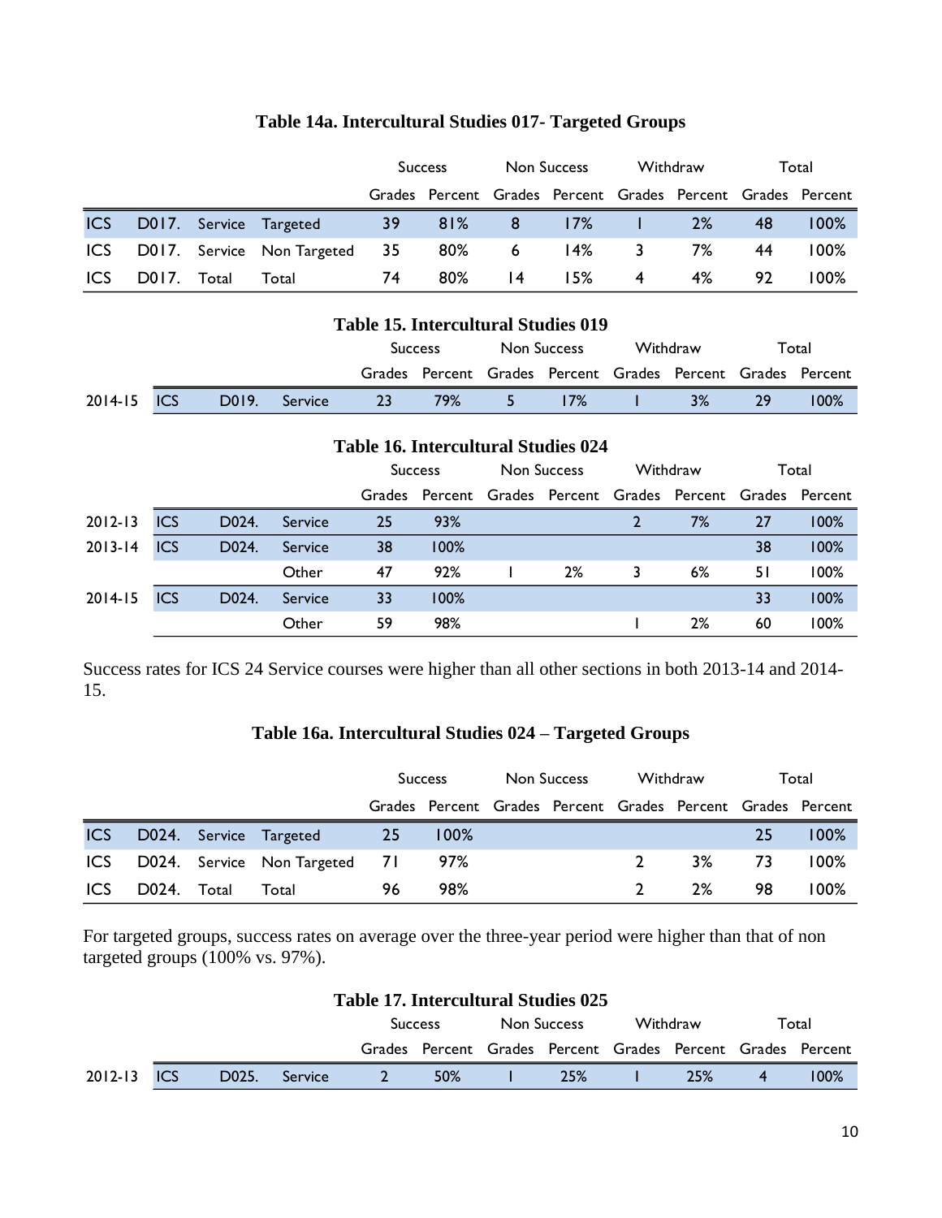### Table 14a. Intercultural Studies 017- Targeted Groups

| | | | | Success | | Non Success | | Withdraw | | Total | |
|---|---|---|---|---|---|---|---|---|---|---|---|
| | | | | Grades | Percent | Grades | Percent | Grades | Percent | Grades | Percent |
| ICS | D017. | Service | Targeted | 39 | 81% | 8 | 17% | 1 | 2% | 48 | 100% |
| ICS | D017. | Service | Non Targeted | 35 | 80% | 6 | 14% | 3 | 7% | 44 | 100% |
| ICS | D017. | Total | Total | 74 | 80% | 14 | 15% | 4 | 4% | 92 | 100% |

### Table 15. Intercultural Studies 019

| | | | | Success | | Non Success | | Withdraw | | Total | |
|---|---|---|---|---|---|---|---|---|---|---|---|
| | | | | Grades | Percent | Grades | Percent | Grades | Percent | Grades | Percent |
| 2014-15 | ICS | D019. | Service | 23 | 79% | 5 | 17% | 1 | 3% | 29 | 100% |

### Table 16. Intercultural Studies 024

| | | | | Success | | Non Success | | Withdraw | | Total | |
|---|---|---|---|---|---|---|---|---|---|---|---|
| | | | | Grades | Percent | Grades | Percent | Grades | Percent | Grades | Percent |
| 2012-13 | ICS | D024. | Service | 25 | 93% | | | 2 | 7% | 27 | 100% |
| 2013-14 | ICS | D024. | Service | 38 | 100% | | | | | 38 | 100% |
| | | | Other | 47 | 92% | 1 | 2% | 3 | 6% | 51 | 100% |
| 2014-15 | ICS | D024. | Service | 33 | 100% | | | | | 33 | 100% |
| | | | Other | 59 | 98% | | | 1 | 2% | 60 | 100% |

Success rates for ICS 24 Service courses were higher than all other sections in both 2013-14 and 2014-15.

### Table 16a. Intercultural Studies 024 – Targeted Groups

| | | | | Success | | Non Success | | Withdraw | | Total | |
|---|---|---|---|---|---|---|---|---|---|---|---|
| | | | | Grades | Percent | Grades | Percent | Grades | Percent | Grades | Percent |
| ICS | D024. | Service | Targeted | 25 | 100% | | | | | 25 | 100% |
| ICS | D024. | Service | Non Targeted | 71 | 97% | | | 2 | 3% | 73 | 100% |
| ICS | D024. | Total | Total | 96 | 98% | | | 2 | 2% | 98 | 100% |

For targeted groups, success rates on average over the three-year period were higher than that of non targeted groups (100% vs. 97%).

### Table 17. Intercultural Studies 025

| | | | | Success | | Non Success | | Withdraw | | Total | |
|---|---|---|---|---|---|---|---|---|---|---|---|
| | | | | Grades | Percent | Grades | Percent | Grades | Percent | Grades | Percent |
| 2012-13 | ICS | D025. | Service | 2 | 50% | 1 | 25% | 1 | 25% | 4 | 100% |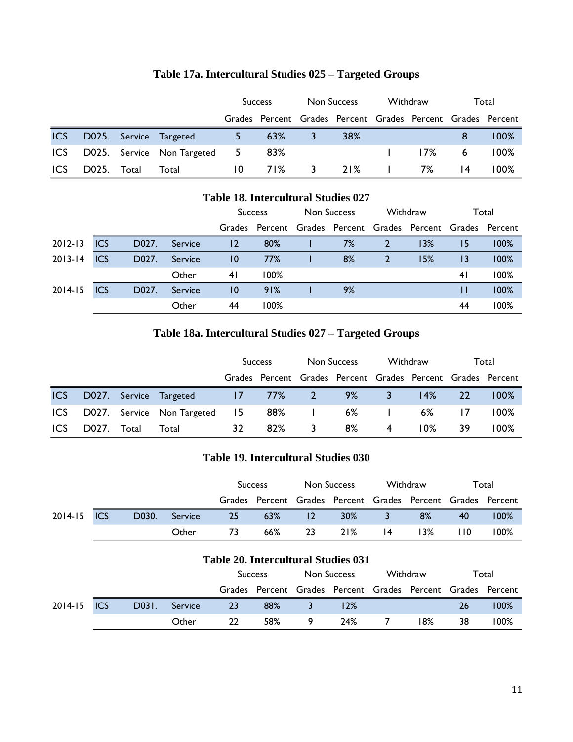**Table 17a. Intercultural Studies 025 – Targeted Groups**

| | | | | Success | | Non Success | | Withdraw | | Total | |
|---|---|---|---|---|---|---|---|---|---|---|---|
| | | | | Grades | Percent | Grades | Percent | Grades | Percent | Grades | Percent |
| ICS | D025. | Service | Targeted | 5 | 63% | 3 | 38% | | | 8 | 100% |
| ICS | D025. | Service | Non Targeted | 5 | 83% | | | 1 | 17% | 6 | 100% |
| ICS | D025. | Total | Total | 10 | 71% | 3 | 21% | 1 | 7% | 14 | 100% |

**Table 18. Intercultural Studies 027**

| | | | | Success | | Non Success | | Withdraw | | Total | |
|---|---|---|---|---|---|---|---|---|---|---|---|
| | | | | Grades | Percent | Grades | Percent | Grades | Percent | Grades | Percent |
| 2012-13 | ICS | D027. | Service | 12 | 80% | 1 | 7% | 2 | 13% | 15 | 100% |
| 2013-14 | ICS | D027. | Service | 10 | 77% | 1 | 8% | 2 | 15% | 13 | 100% |
| | | | Other | 41 | 100% | | | | | 41 | 100% |
| 2014-15 | ICS | D027. | Service | 10 | 91% | 1 | 9% | | | 11 | 100% |
| | | | Other | 44 | 100% | | | | | 44 | 100% |

**Table 18a. Intercultural Studies 027 – Targeted Groups**

| | | | | Success | | Non Success | | Withdraw | | Total | |
|---|---|---|---|---|---|---|---|---|---|---|---|
| | | | | Grades | Percent | Grades | Percent | Grades | Percent | Grades | Percent |
| ICS | D027. | Service | Targeted | 17 | 77% | 2 | 9% | 3 | 14% | 22 | 100% |
| ICS | D027. | Service | Non Targeted | 15 | 88% | 1 | 6% | 1 | 6% | 17 | 100% |
| ICS | D027. | Total | Total | 32 | 82% | 3 | 8% | 4 | 10% | 39 | 100% |

**Table 19. Intercultural Studies 030**

| | | | | Success | | Non Success | | Withdraw | | Total | |
|---|---|---|---|---|---|---|---|---|---|---|---|
| | | | | Grades | Percent | Grades | Percent | Grades | Percent | Grades | Percent |
| 2014-15 | ICS | D030. | Service | 25 | 63% | 12 | 30% | 3 | 8% | 40 | 100% |
| | | | Other | 73 | 66% | 23 | 21% | 14 | 13% | 110 | 100% |

**Table 20. Intercultural Studies 031**

| | | | | Success | | Non Success | | Withdraw | | Total | |
|---|---|---|---|---|---|---|---|---|---|---|---|
| | | | | Grades | Percent | Grades | Percent | Grades | Percent | Grades | Percent |
| 2014-15 | ICS | D031. | Service | 23 | 88% | 3 | 12% | | | 26 | 100% |
| | | | Other | 22 | 58% | 9 | 24% | 7 | 18% | 38 | 100% |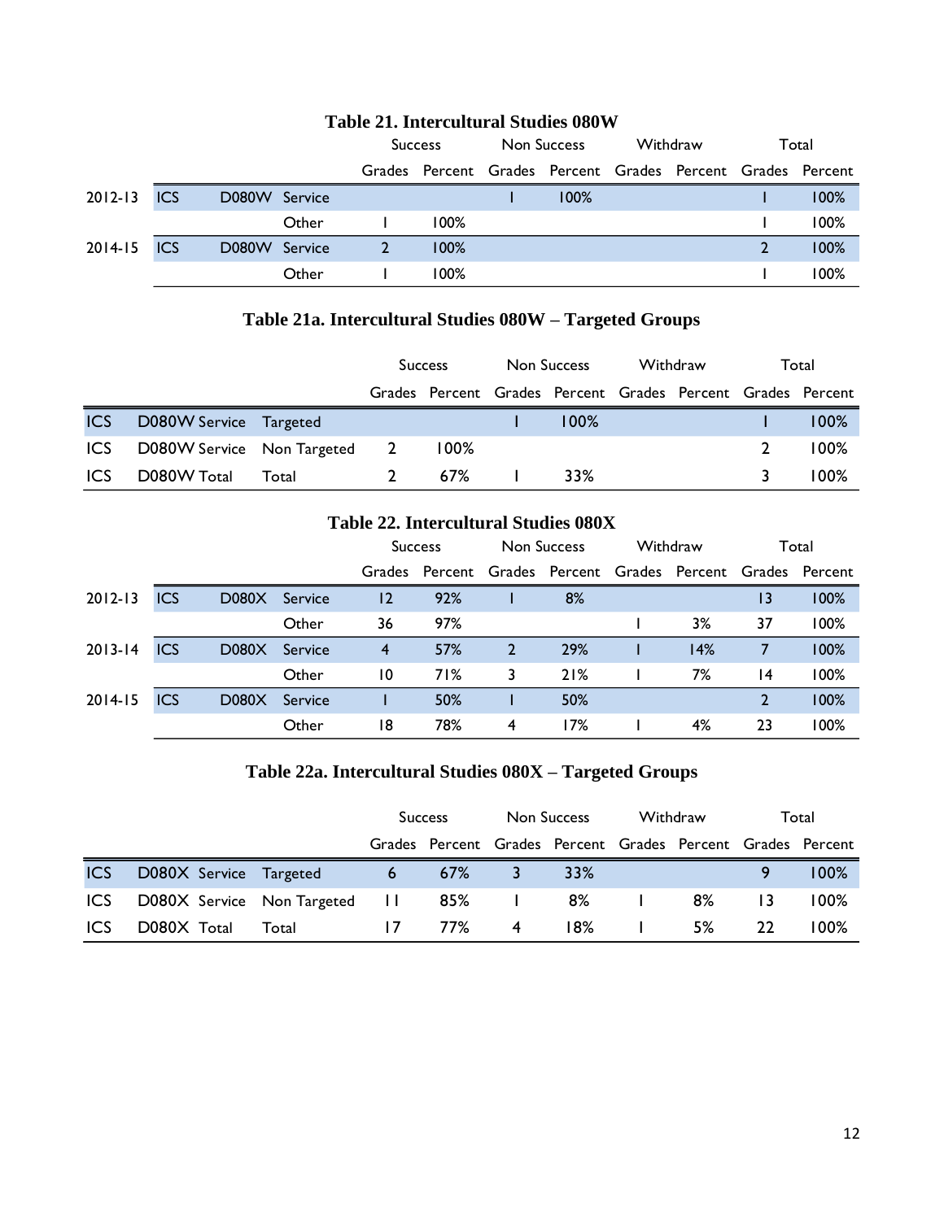### Table 21. Intercultural Studies 080W

| | | | | Success | | Non Success | | Withdraw | | Total | |
|---|---|---|---|---|---|---|---|---|---|---|---|
| | | | | Grades | Percent | Grades | Percent | Grades | Percent | Grades | Percent |
| 2012-13 | ICS | D080W | Service | | | 1 | 100% | | | 1 | 100% |
| | | | Other | 1 | 100% | | | | | 1 | 100% |
| 2014-15 | ICS | D080W | Service | 2 | 100% | | | | | 2 | 100% |
| | | | Other | 1 | 100% | | | | | 1 | 100% |

### Table 21a. Intercultural Studies 080W – Targeted Groups

| | | | Success | | Non Success | | Withdraw | | Total | |
|---|---|---|---|---|---|---|---|---|---|---|
| | | | Grades | Percent | Grades | Percent | Grades | Percent | Grades | Percent |
| ICS | D080W Service | Targeted | | | 1 | 100% | | | 1 | 100% |
| ICS | D080W Service | Non Targeted | 2 | 100% | | | | | 2 | 100% |
| ICS | D080W Total | Total | 2 | 67% | 1 | 33% | | | 3 | 100% |

### Table 22. Intercultural Studies 080X

| | | | | Success | | Non Success | | Withdraw | | Total | |
|---|---|---|---|---|---|---|---|---|---|---|---|
| | | | | Grades | Percent | Grades | Percent | Grades | Percent | Grades | Percent |
| 2012-13 | ICS | D080X | Service | 12 | 92% | 1 | 8% | | | 13 | 100% |
| | | | Other | 36 | 97% | | | 1 | 3% | 37 | 100% |
| 2013-14 | ICS | D080X | Service | 4 | 57% | 2 | 29% | 1 | 14% | 7 | 100% |
| | | | Other | 10 | 71% | 3 | 21% | 1 | 7% | 14 | 100% |
| 2014-15 | ICS | D080X | Service | 1 | 50% | 1 | 50% | | | 2 | 100% |
| | | | Other | 18 | 78% | 4 | 17% | 1 | 4% | 23 | 100% |

### Table 22a. Intercultural Studies 080X – Targeted Groups

| | | | | Success | | Non Success | | Withdraw | | Total | |
|---|---|---|---|---|---|---|---|---|---|---|---|
| | | | | Grades | Percent | Grades | Percent | Grades | Percent | Grades | Percent |
| ICS | D080X | Service | Targeted | 6 | 67% | 3 | 33% | | | 9 | 100% |
| ICS | D080X | Service | Non Targeted | 11 | 85% | 1 | 8% | 1 | 8% | 13 | 100% |
| ICS | D080X | Total | Total | 17 | 77% | 4 | 18% | 1 | 5% | 22 | 100% |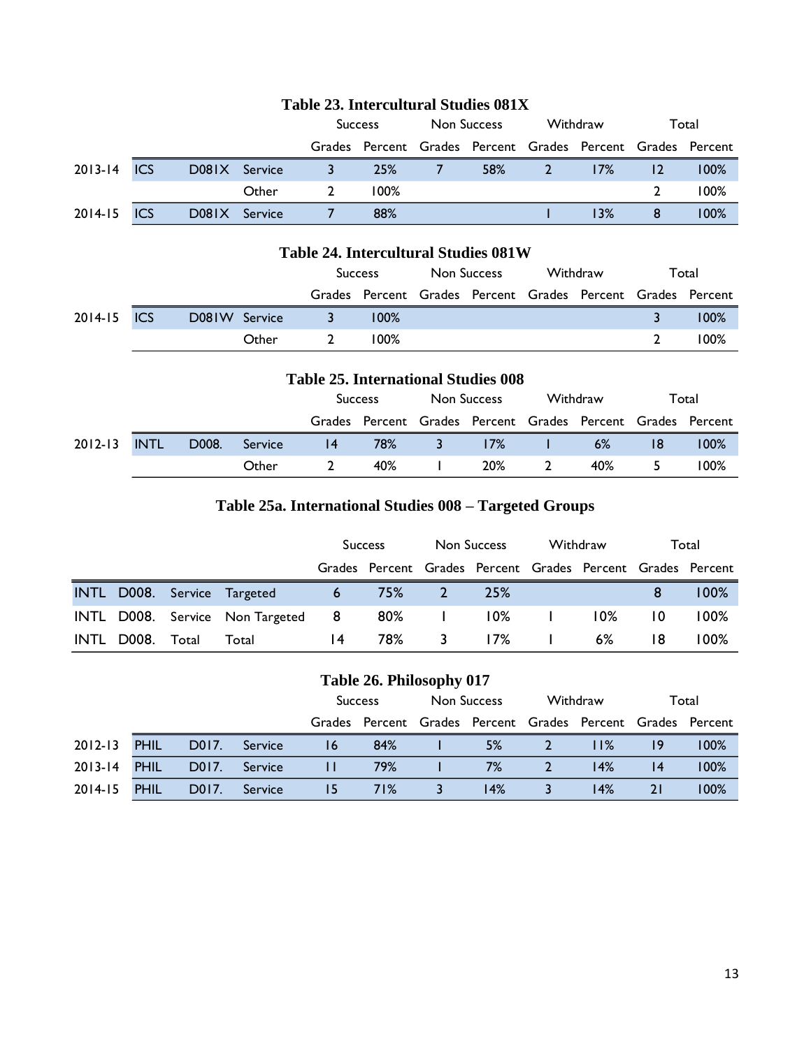**Table 23. Intercultural Studies 081X**

| | | | | Success | | Non Success | | Withdraw | | Total | |
|---|---|---|---|---|---|---|---|---|---|---|---|
| | | | | Grades | Percent | Grades | Percent | Grades | Percent | Grades | Percent |
| 2013-14 | ICS | D081X | Service | 3 | 25% | 7 | 58% | 2 | 17% | 12 | 100% |
| | | | Other | 2 | 100% | | | | | 2 | 100% |
| 2014-15 | ICS | D081X | Service | 7 | 88% | | | 1 | 13% | 8 | 100% |

**Table 24. Intercultural Studies 081W**

| | | | | Success | | Non Success | | Withdraw | | Total | |
|---|---|---|---|---|---|---|---|---|---|---|---|
| | | | | Grades | Percent | Grades | Percent | Grades | Percent | Grades | Percent |
| 2014-15 | ICS | D081W | Service | 3 | 100% | | | | | 3 | 100% |
| | | | Other | 2 | 100% | | | | | 2 | 100% |

**Table 25. International Studies 008**

| | | | | Success | | Non Success | | Withdraw | | Total | |
|---|---|---|---|---|---|---|---|---|---|---|---|
| | | | | Grades | Percent | Grades | Percent | Grades | Percent | Grades | Percent |
| 2012-13 | INTL | D008. | Service | 14 | 78% | 3 | 17% | 1 | 6% | 18 | 100% |
| | | | Other | 2 | 40% | 1 | 20% | 2 | 40% | 5 | 100% |

**Table 25a. International Studies 008 – Targeted Groups**

| | | | | Success | | Non Success | | Withdraw | | Total | |
|---|---|---|---|---|---|---|---|---|---|---|---|
| | | | | Grades | Percent | Grades | Percent | Grades | Percent | Grades | Percent |
| INTL | D008. | Service | Targeted | 6 | 75% | 2 | 25% | | | 8 | 100% |
| INTL | D008. | Service | Non Targeted | 8 | 80% | 1 | 10% | 1 | 10% | 10 | 100% |
| INTL | D008. | Total | Total | 14 | 78% | 3 | 17% | 1 | 6% | 18 | 100% |

**Table 26. Philosophy 017**

| | | | | Success | | Non Success | | Withdraw | | Total | |
|---|---|---|---|---|---|---|---|---|---|---|---|
| | | | | Grades | Percent | Grades | Percent | Grades | Percent | Grades | Percent |
| 2012-13 | PHIL | D017. | Service | 16 | 84% | 1 | 5% | 2 | 11% | 19 | 100% |
| 2013-14 | PHIL | D017. | Service | 11 | 79% | 1 | 7% | 2 | 14% | 14 | 100% |
| 2014-15 | PHIL | D017. | Service | 15 | 71% | 3 | 14% | 3 | 14% | 21 | 100% |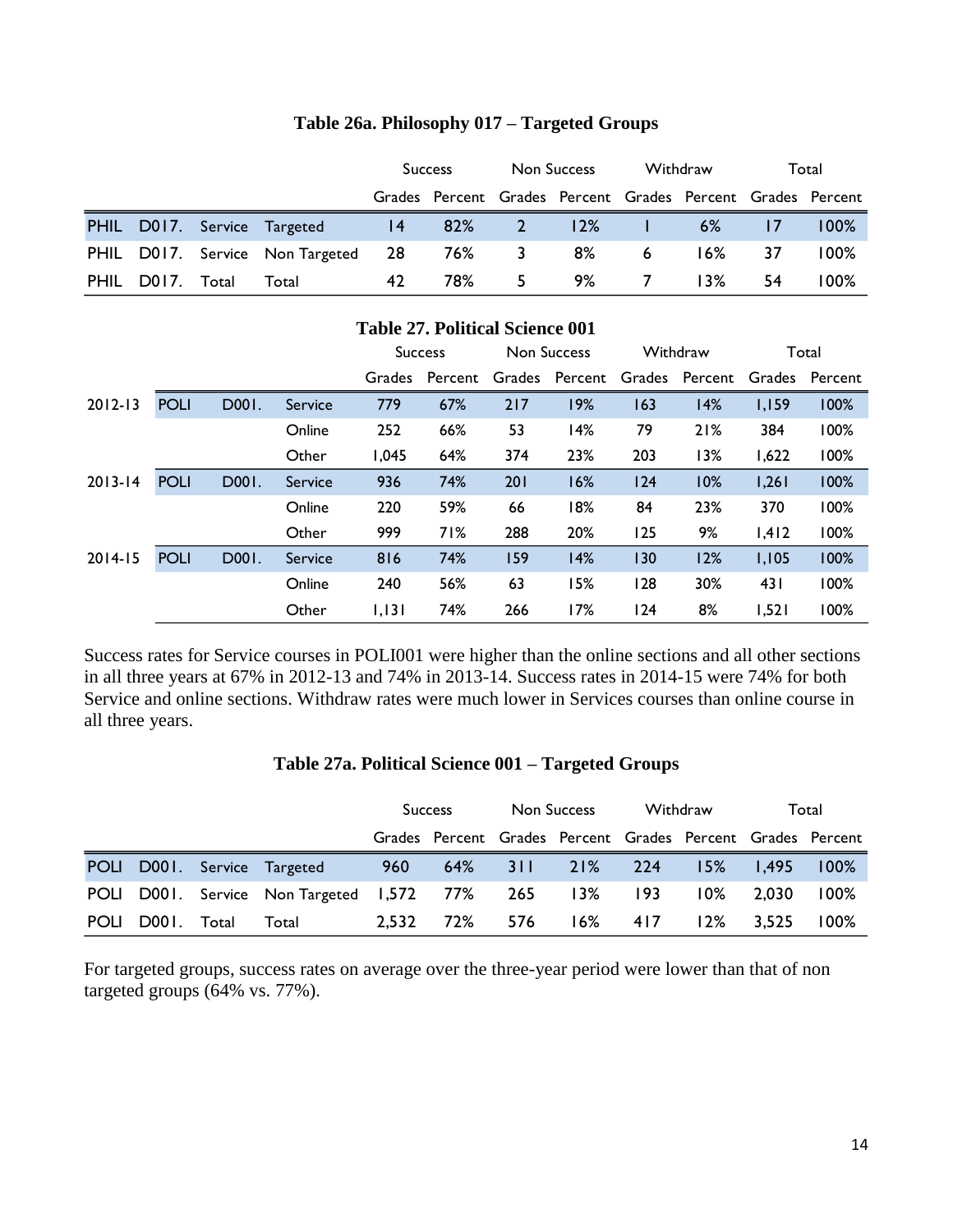**Table 26a. Philosophy 017 – Targeted Groups**

| | | | | Success | | Non Success | | Withdraw | | Total | |
|---|---|---|---|---|---|---|---|---|---|---|---|
| | | | | Grades | Percent | Grades | Percent | Grades | Percent | Grades | Percent |
| PHIL | D017. | Service | Targeted | 14 | 82% | 2 | 12% | 1 | 6% | 17 | 100% |
| PHIL | D017. | Service | Non Targeted | 28 | 76% | 3 | 8% | 6 | 16% | 37 | 100% |
| PHIL | D017. | Total | Total | 42 | 78% | 5 | 9% | 7 | 13% | 54 | 100% |

**Table 27. Political Science 001**

| | | | | Success | | Non Success | | Withdraw | | Total | |
|---|---|---|---|---|---|---|---|---|---|---|---|
| | | | | Grades | Percent | Grades | Percent | Grades | Percent | Grades | Percent |
| 2012-13 | POLI | D001. | Service | 779 | 67% | 217 | 19% | 163 | 14% | 1,159 | 100% |
| | | | Online | 252 | 66% | 53 | 14% | 79 | 21% | 384 | 100% |
| | | | Other | 1,045 | 64% | 374 | 23% | 203 | 13% | 1,622 | 100% |
| 2013-14 | POLI | D001. | Service | 936 | 74% | 201 | 16% | 124 | 10% | 1,261 | 100% |
| | | | Online | 220 | 59% | 66 | 18% | 84 | 23% | 370 | 100% |
| | | | Other | 999 | 71% | 288 | 20% | 125 | 9% | 1,412 | 100% |
| 2014-15 | POLI | D001. | Service | 816 | 74% | 159 | 14% | 130 | 12% | 1,105 | 100% |
| | | | Online | 240 | 56% | 63 | 15% | 128 | 30% | 431 | 100% |
| | | | Other | 1,131 | 74% | 266 | 17% | 124 | 8% | 1,521 | 100% |

Success rates for Service courses in POLI001 were higher than the online sections and all other sections in all three years at 67% in 2012-13 and 74% in 2013-14. Success rates in 2014-15 were 74% for both Service and online sections. Withdraw rates were much lower in Services courses than online course in all three years.

**Table 27a. Political Science 001 – Targeted Groups**

| | | | | Success | | Non Success | | Withdraw | | Total | |
|---|---|---|---|---|---|---|---|---|---|---|---|
| | | | | Grades | Percent | Grades | Percent | Grades | Percent | Grades | Percent |
| POLI | D001. | Service | Targeted | 960 | 64% | 311 | 21% | 224 | 15% | 1,495 | 100% |
| POLI | D001. | Service | Non Targeted | 1,572 | 77% | 265 | 13% | 193 | 10% | 2,030 | 100% |
| POLI | D001. | Total | Total | 2,532 | 72% | 576 | 16% | 417 | 12% | 3,525 | 100% |

For targeted groups, success rates on average over the three-year period were lower than that of non targeted groups (64% vs. 77%).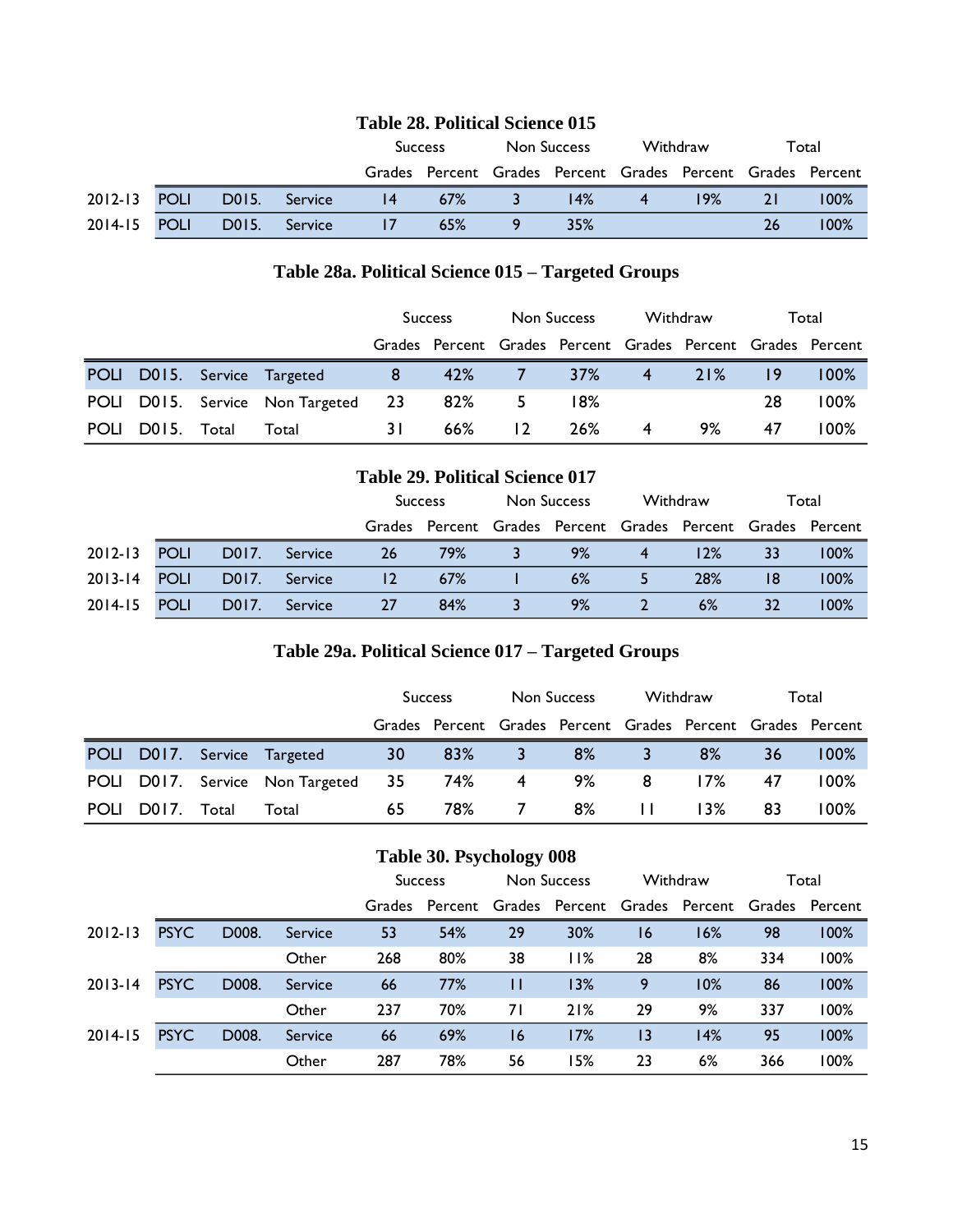## Table 28. Political Science 015

| | | | | Success | | Non Success | | Withdraw | | Total | |
|---|---|---|---|---|---|---|---|---|---|---|---|
| | | | | Grades | Percent | Grades | Percent | Grades | Percent | Grades | Percent |
| 2012-13 | POLI | D015. | Service | 14 | 67% | 3 | 14% | 4 | 19% | 21 | 100% |
| 2014-15 | POLI | D015. | Service | 17 | 65% | 9 | 35% | | | 26 | 100% |

## Table 28a. Political Science 015 – Targeted Groups

| | | | | Success | | Non Success | | Withdraw | | Total | |
|---|---|---|---|---|---|---|---|---|---|---|---|
| | | | | Grades | Percent | Grades | Percent | Grades | Percent | Grades | Percent |
| POLI | D015. | Service | Targeted | 8 | 42% | 7 | 37% | 4 | 21% | 19 | 100% |
| POLI | D015. | Service | Non Targeted | 23 | 82% | 5 | 18% | | | 28 | 100% |
| POLI | D015. | Total | Total | 31 | 66% | 12 | 26% | 4 | 9% | 47 | 100% |

## Table 29. Political Science 017

| | | | | Success | | Non Success | | Withdraw | | Total | |
|---|---|---|---|---|---|---|---|---|---|---|---|
| | | | | Grades | Percent | Grades | Percent | Grades | Percent | Grades | Percent |
| 2012-13 | POLI | D017. | Service | 26 | 79% | 3 | 9% | 4 | 12% | 33 | 100% |
| 2013-14 | POLI | D017. | Service | 12 | 67% | 1 | 6% | 5 | 28% | 18 | 100% |
| 2014-15 | POLI | D017. | Service | 27 | 84% | 3 | 9% | 2 | 6% | 32 | 100% |

## Table 29a. Political Science 017 – Targeted Groups

| | | | | Success | | Non Success | | Withdraw | | Total | |
|---|---|---|---|---|---|---|---|---|---|---|---|
| | | | | Grades | Percent | Grades | Percent | Grades | Percent | Grades | Percent |
| POLI | D017. | Service | Targeted | 30 | 83% | 3 | 8% | 3 | 8% | 36 | 100% |
| POLI | D017. | Service | Non Targeted | 35 | 74% | 4 | 9% | 8 | 17% | 47 | 100% |
| POLI | D017. | Total | Total | 65 | 78% | 7 | 8% | 11 | 13% | 83 | 100% |

## Table 30. Psychology 008

| | | | | Success | | Non Success | | Withdraw | | Total | |
|---|---|---|---|---|---|---|---|---|---|---|---|
| | | | | Grades | Percent | Grades | Percent | Grades | Percent | Grades | Percent |
| 2012-13 | PSYC | D008. | Service | 53 | 54% | 29 | 30% | 16 | 16% | 98 | 100% |
| | | | Other | 268 | 80% | 38 | 11% | 28 | 8% | 334 | 100% |
| 2013-14 | PSYC | D008. | Service | 66 | 77% | 11 | 13% | 9 | 10% | 86 | 100% |
| | | | Other | 237 | 70% | 71 | 21% | 29 | 9% | 337 | 100% |
| 2014-15 | PSYC | D008. | Service | 66 | 69% | 16 | 17% | 13 | 14% | 95 | 100% |
| | | | Other | 287 | 78% | 56 | 15% | 23 | 6% | 366 | 100% |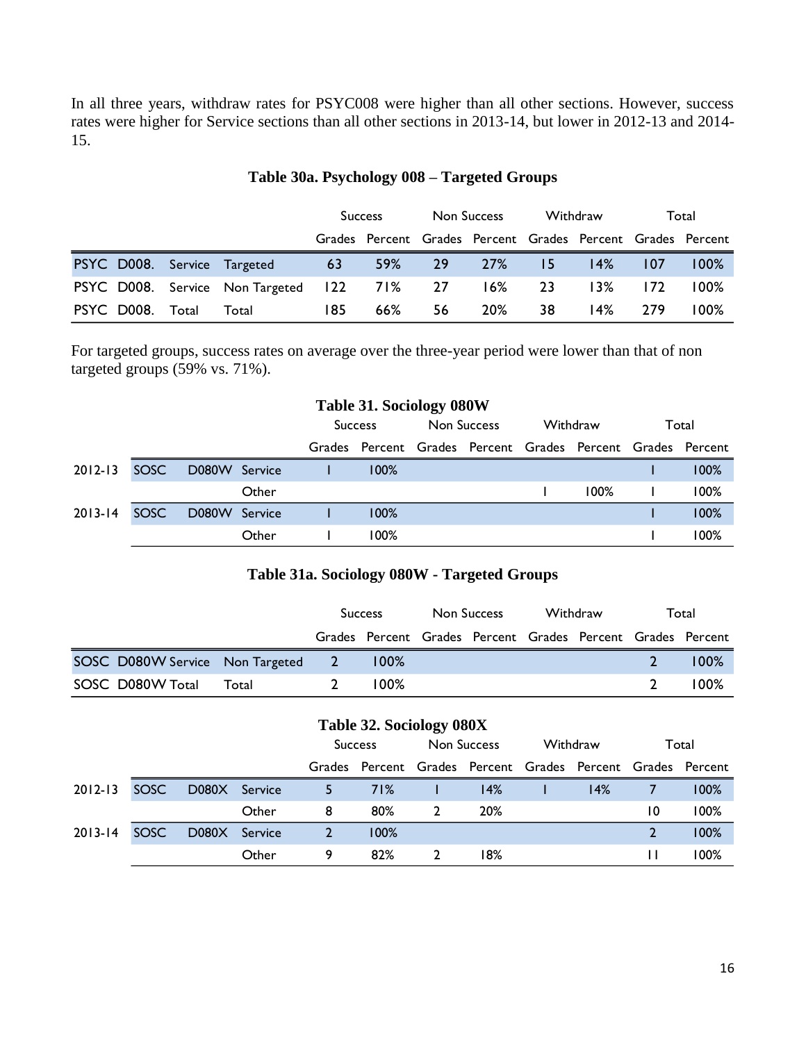In all three years, withdraw rates for PSYC008 were higher than all other sections. However, success rates were higher for Service sections than all other sections in 2013-14, but lower in 2012-13 and 2014-15.

**Table 30a. Psychology 008 – Targeted Groups**

| | | | | Success | | Non Success | | Withdraw | | Total | |
|---|---|---|---|---|---|---|---|---|---|---|---|
| | | | | Grades | Percent | Grades | Percent | Grades | Percent | Grades | Percent |
| PSYC | D008. | Service | Targeted | 63 | 59% | 29 | 27% | 15 | 14% | 107 | 100% |
| PSYC | D008. | Service | Non Targeted | 122 | 71% | 27 | 16% | 23 | 13% | 172 | 100% |
| PSYC | D008. | Total | Total | 185 | 66% | 56 | 20% | 38 | 14% | 279 | 100% |

For targeted groups, success rates on average over the three-year period were lower than that of non targeted groups (59% vs. 71%).

**Table 31. Sociology 080W**

| | | | | Success | | Non Success | | Withdraw | | Total | |
|---|---|---|---|---|---|---|---|---|---|---|---|
| | | | | Grades | Percent | Grades | Percent | Grades | Percent | Grades | Percent |
| 2012-13 | SOSC | D080W | Service | 1 | 100% | | | | | 1 | 100% |
| | | | Other | | | | | 1 | 100% | 1 | 100% |
| 2013-14 | SOSC | D080W | Service | 1 | 100% | | | | | 1 | 100% |
| | | | Other | 1 | 100% | | | | | 1 | 100% |

**Table 31a. Sociology 080W - Targeted Groups**

| | | | | Success | | Non Success | | Withdraw | | Total | |
|---|---|---|---|---|---|---|---|---|---|---|---|
| | | | | Grades | Percent | Grades | Percent | Grades | Percent | Grades | Percent |
| SOSC | D080W | Service | Non Targeted | 2 | 100% | | | | | 2 | 100% |
| SOSC | D080W | Total | Total | 2 | 100% | | | | | 2 | 100% |

**Table 32. Sociology 080X**

| | | | | Success | | Non Success | | Withdraw | | Total | |
|---|---|---|---|---|---|---|---|---|---|---|---|
| | | | | Grades | Percent | Grades | Percent | Grades | Percent | Grades | Percent |
| 2012-13 | SOSC | D080X | Service | 5 | 71% | 1 | 14% | 1 | 14% | 7 | 100% |
| | | | Other | 8 | 80% | 2 | 20% | | | 10 | 100% |
| 2013-14 | SOSC | D080X | Service | 2 | 100% | | | | | 2 | 100% |
| | | | Other | 9 | 82% | 2 | 18% | | | 11 | 100% |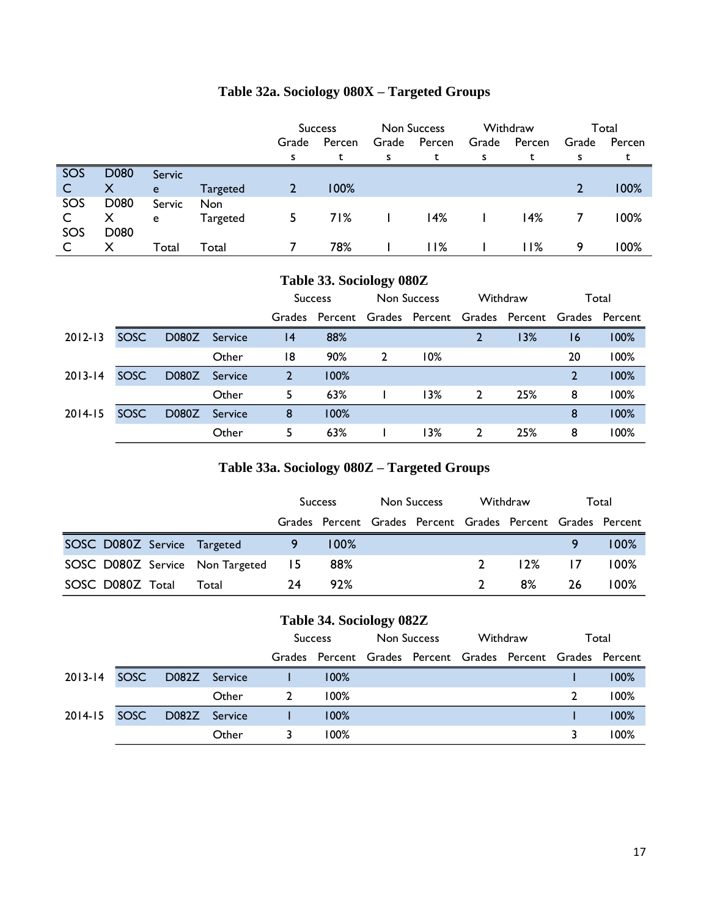### Table 32a. Sociology 080X – Targeted Groups

| | | | | Success | | Non Success | | Withdraw | | Total | |
|---|---|---|---|---|---|---|---|---|---|---|---|
| | | | | Grades | Percent | Grades | Percent | Grades | Percent | Grades | Percent |
| SOSC | D080X | Service | Targeted | 2 | 100% | | | | | 2 | 100% |
| SOSC | D080X | Service | Non Targeted | 5 | 71% | 1 | 14% | 1 | 14% | 7 | 100% |
| SOSC | D080X | Total | Total | 7 | 78% | 1 | 11% | 1 | 11% | 9 | 100% |

### Table 33. Sociology 080Z

| | | | | Success | | Non Success | | Withdraw | | Total | |
|---|---|---|---|---|---|---|---|---|---|---|---|
| | | | | Grades | Percent | Grades | Percent | Grades | Percent | Grades | Percent |
| 2012-13 | SOSC | D080Z | Service | 14 | 88% | | | 2 | 13% | 16 | 100% |
| | | | Other | 18 | 90% | 2 | 10% | | | 20 | 100% |
| 2013-14 | SOSC | D080Z | Service | 2 | 100% | | | | | 2 | 100% |
| | | | Other | 5 | 63% | 1 | 13% | 2 | 25% | 8 | 100% |
| 2014-15 | SOSC | D080Z | Service | 8 | 100% | | | | | 8 | 100% |
| | | | Other | 5 | 63% | 1 | 13% | 2 | 25% | 8 | 100% |

### Table 33a. Sociology 080Z – Targeted Groups

| | | | | Success | | Non Success | | Withdraw | | Total | |
|---|---|---|---|---|---|---|---|---|---|---|---|
| | | | | Grades | Percent | Grades | Percent | Grades | Percent | Grades | Percent |
| SOSC | D080Z | Service | Targeted | 9 | 100% | | | | | 9 | 100% |
| SOSC | D080Z | Service | Non Targeted | 15 | 88% | | | 2 | 12% | 17 | 100% |
| SOSC | D080Z | Total | Total | 24 | 92% | | | 2 | 8% | 26 | 100% |

### Table 34. Sociology 082Z

| | | | | Success | | Non Success | | Withdraw | | Total | |
|---|---|---|---|---|---|---|---|---|---|---|---|
| | | | | Grades | Percent | Grades | Percent | Grades | Percent | Grades | Percent |
| 2013-14 | SOSC | D082Z | Service | 1 | 100% | | | | | 1 | 100% |
| | | | Other | 2 | 100% | | | | | 2 | 100% |
| 2014-15 | SOSC | D082Z | Service | 1 | 100% | | | | | 1 | 100% |
| | | | Other | 3 | 100% | | | | | 3 | 100% |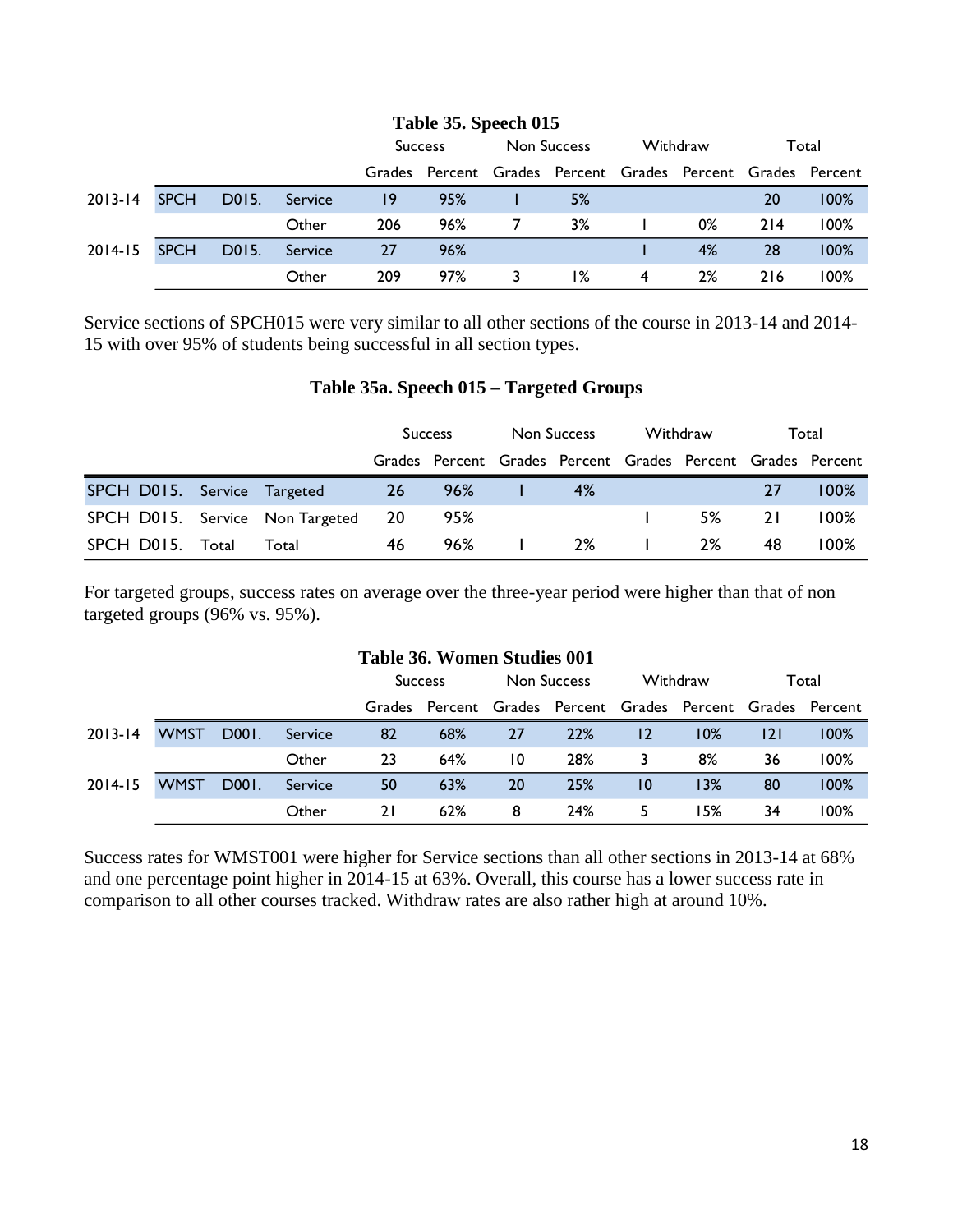**Table 35. Speech 015**

| | | | | Success | | Non Success | | Withdraw | | Total | |
|---|---|---|---|---|---|---|---|---|---|---|---|
| | | | | Grades | Percent | Grades | Percent | Grades | Percent | Grades | Percent |
| 2013-14 | SPCH | D015. | Service | 19 | 95% | 1 | 5% | | | 20 | 100% |
| | | | Other | 206 | 96% | 7 | 3% | 1 | 0% | 214 | 100% |
| 2014-15 | SPCH | D015. | Service | 27 | 96% | | | 1 | 4% | 28 | 100% |
| | | | Other | 209 | 97% | 3 | 1% | 4 | 2% | 216 | 100% |

Service sections of SPCH015 were very similar to all other sections of the course in 2013-14 and 2014-15 with over 95% of students being successful in all section types.

**Table 35a. Speech 015 – Targeted Groups**

| | | | | Success | | Non Success | | Withdraw | | Total | |
|---|---|---|---|---|---|---|---|---|---|---|---|
| | | | | Grades | Percent | Grades | Percent | Grades | Percent | Grades | Percent |
| SPCH | D015. | Service | Targeted | 26 | 96% | 1 | 4% | | | 27 | 100% |
| SPCH | D015. | Service | Non Targeted | 20 | 95% | | | 1 | 5% | 21 | 100% |
| SPCH | D015. | Total | Total | 46 | 96% | 1 | 2% | 1 | 2% | 48 | 100% |

For targeted groups, success rates on average over the three-year period were higher than that of non targeted groups (96% vs. 95%).

**Table 36. Women Studies 001**

| | | | | Success | | Non Success | | Withdraw | | Total | |
|---|---|---|---|---|---|---|---|---|---|---|---|
| | | | | Grades | Percent | Grades | Percent | Grades | Percent | Grades | Percent |
| 2013-14 | WMST | D001. | Service | 82 | 68% | 27 | 22% | 12 | 10% | 121 | 100% |
| | | | Other | 23 | 64% | 10 | 28% | 3 | 8% | 36 | 100% |
| 2014-15 | WMST | D001. | Service | 50 | 63% | 20 | 25% | 10 | 13% | 80 | 100% |
| | | | Other | 21 | 62% | 8 | 24% | 5 | 15% | 34 | 100% |

Success rates for WMST001 were higher for Service sections than all other sections in 2013-14 at 68% and one percentage point higher in 2014-15 at 63%. Overall, this course has a lower success rate in comparison to all other courses tracked. Withdraw rates are also rather high at around 10%.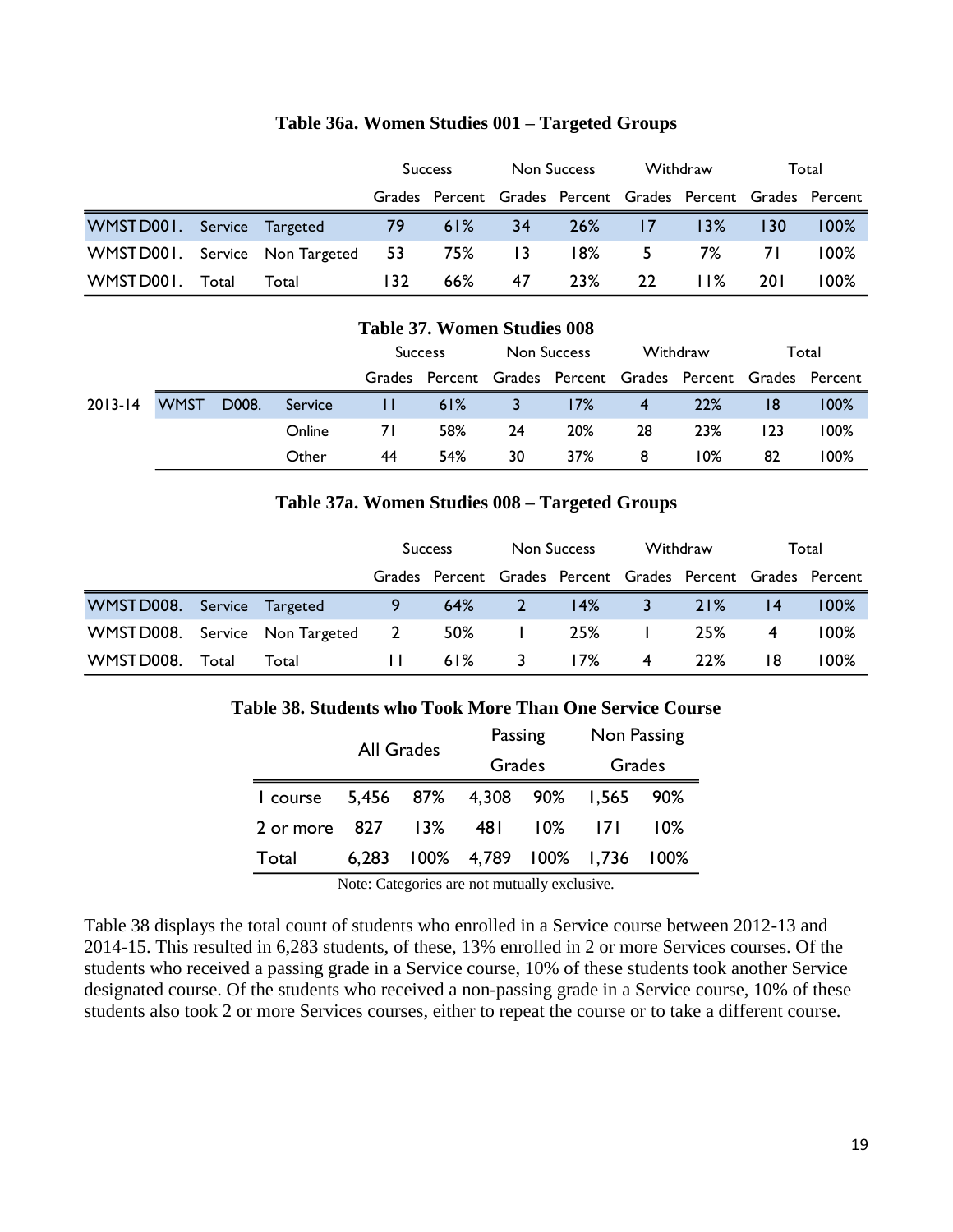**Table 36a. Women Studies 001 – Targeted Groups**

| | | | Success | | Non Success | | Withdraw | | Total | |
|---|---|---|---|---|---|---|---|---|---|---|
| | | | Grades | Percent | Grades | Percent | Grades | Percent | Grades | Percent |
| WMST D001. | Service | Targeted | 79 | 61% | 34 | 26% | 17 | 13% | 130 | 100% |
| WMST D001. | Service | Non Targeted | 53 | 75% | 13 | 18% | 5 | 7% | 71 | 100% |
| WMST D001. | Total | Total | 132 | 66% | 47 | 23% | 22 | 11% | 201 | 100% |

**Table 37. Women Studies 008**

| | | | | Success | | Non Success | | Withdraw | | Total | |
|---|---|---|---|---|---|---|---|---|---|---|---|
| | | | | Grades | Percent | Grades | Percent | Grades | Percent | Grades | Percent |
| 2013-14 | WMST | D008. | Service | 11 | 61% | 3 | 17% | 4 | 22% | 18 | 100% |
| | | | Online | 71 | 58% | 24 | 20% | 28 | 23% | 123 | 100% |
| | | | Other | 44 | 54% | 30 | 37% | 8 | 10% | 82 | 100% |

**Table 37a. Women Studies 008 – Targeted Groups**

| | | | Success | | Non Success | | Withdraw | | Total | |
|---|---|---|---|---|---|---|---|---|---|---|
| | | | Grades | Percent | Grades | Percent | Grades | Percent | Grades | Percent |
| WMST D008. | Service | Targeted | 9 | 64% | 2 | 14% | 3 | 21% | 14 | 100% |
| WMST D008. | Service | Non Targeted | 2 | 50% | 1 | 25% | 1 | 25% | 4 | 100% |
| WMST D008. | Total | Total | 11 | 61% | 3 | 17% | 4 | 22% | 18 | 100% |

**Table 38. Students who Took More Than One Service Course**

| | All Grades | | Passing Grades | | Non Passing Grades | |
|---|---|---|---|---|---|---|
| 1 course | 5,456 | 87% | 4,308 | 90% | 1,565 | 90% |
| 2 or more | 827 | 13% | 481 | 10% | 171 | 10% |
| Total | 6,283 | 100% | 4,789 | 100% | 1,736 | 100% |

Note: Categories are not mutually exclusive.

Table 38 displays the total count of students who enrolled in a Service course between 2012-13 and 2014-15. This resulted in 6,283 students, of these, 13% enrolled in 2 or more Services courses. Of the students who received a passing grade in a Service course, 10% of these students took another Service designated course. Of the students who received a non-passing grade in a Service course, 10% of these students also took 2 or more Services courses, either to repeat the course or to take a different course.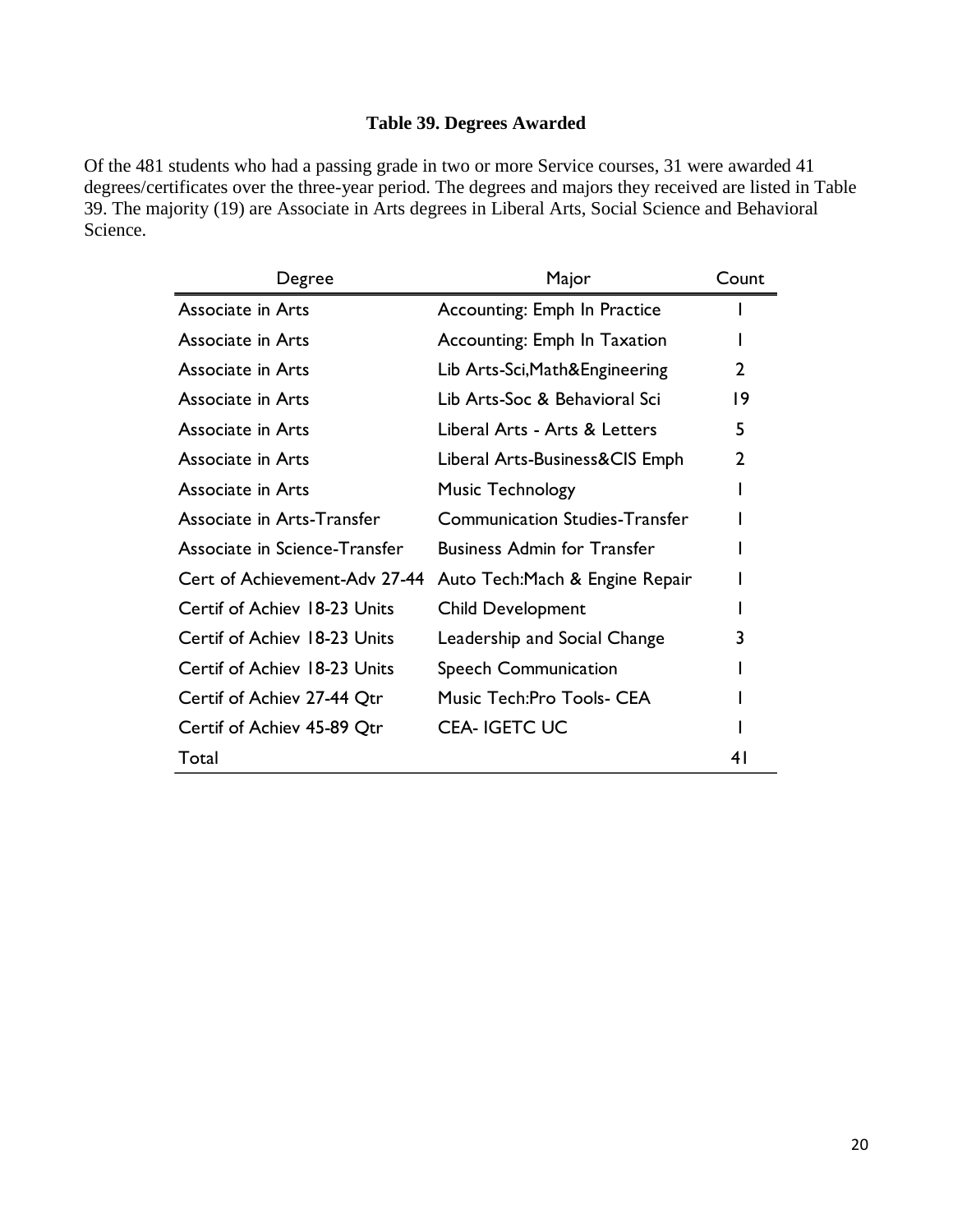**Table 39. Degrees Awarded**

Of the 481 students who had a passing grade in two or more Service courses, 31 were awarded 41 degrees/certificates over the three-year period. The degrees and majors they received are listed in Table 39. The majority (19) are Associate in Arts degrees in Liberal Arts, Social Science and Behavioral Science.

| Degree | Major | Count |
|---|---|---|
| Associate in Arts | Accounting: Emph In Practice | 1 |
| Associate in Arts | Accounting: Emph In Taxation | 1 |
| Associate in Arts | Lib Arts-Sci,Math&Engineering | 2 |
| Associate in Arts | Lib Arts-Soc & Behavioral Sci | 19 |
| Associate in Arts | Liberal Arts - Arts & Letters | 5 |
| Associate in Arts | Liberal Arts-Business&CIS Emph | 2 |
| Associate in Arts | Music Technology | 1 |
| Associate in Arts-Transfer | Communication Studies-Transfer | 1 |
| Associate in Science-Transfer | Business Admin for Transfer | 1 |
| Cert of Achievement-Adv 27-44 | Auto Tech:Mach & Engine Repair | 1 |
| Certif of Achiev 18-23 Units | Child Development | 1 |
| Certif of Achiev 18-23 Units | Leadership and Social Change | 3 |
| Certif of Achiev 18-23 Units | Speech Communication | 1 |
| Certif of Achiev 27-44 Qtr | Music Tech:Pro Tools- CEA | 1 |
| Certif of Achiev 45-89 Qtr | CEA- IGETC UC | 1 |
| Total | | 41 |